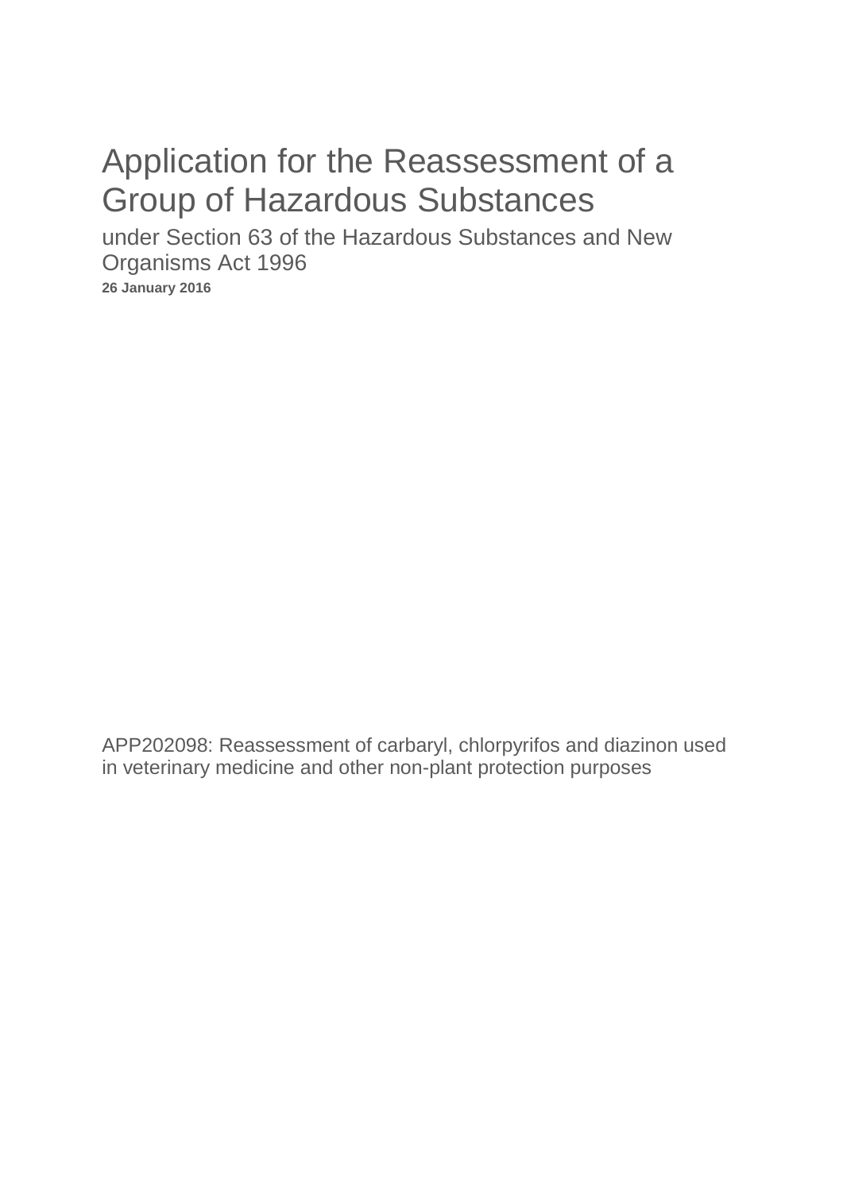# Application for the Reassessment of a Group of Hazardous Substances

## under Section 63 of the Hazardous Substances and New Organisms Act 1996

**26 January 2016**

APP202098: Reassessment of carbaryl, chlorpyrifos and diazinon used in veterinary medicine and other non-plant protection purposes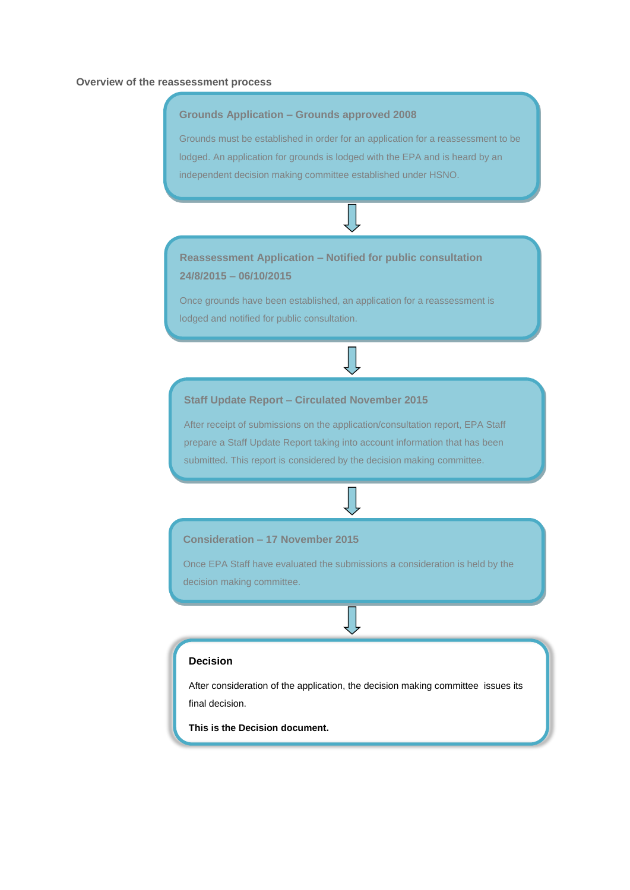**Overview of the reassessment process**

**Grounds Application – Grounds approved 2008**

Grounds must be established in order for an application for a reassessment to be lodged. An application for grounds is lodged with the EPA and is heard by an independent decision making committee established under HSNO.

**Reassessment Application – Notified for public consultation 24/8/2015 – 06/10/2015**

Once grounds have been established, an application for a reassessment is lodged and notified for public consultation.

**Staff Update Report – Circulated November 2015**

After receipt of submissions on the application/consultation report, EPA Staff prepare a Staff Update Report taking into account information that has been submitted. This report is considered by the decision making committee.

**Consideration – 17 November 2015**

Once EPA Staff have evaluated the submissions a consideration is held by the decision making committee.

**Decision**

After consideration of the application, the decision making committee issues its final decision.

**This is the Decision document.**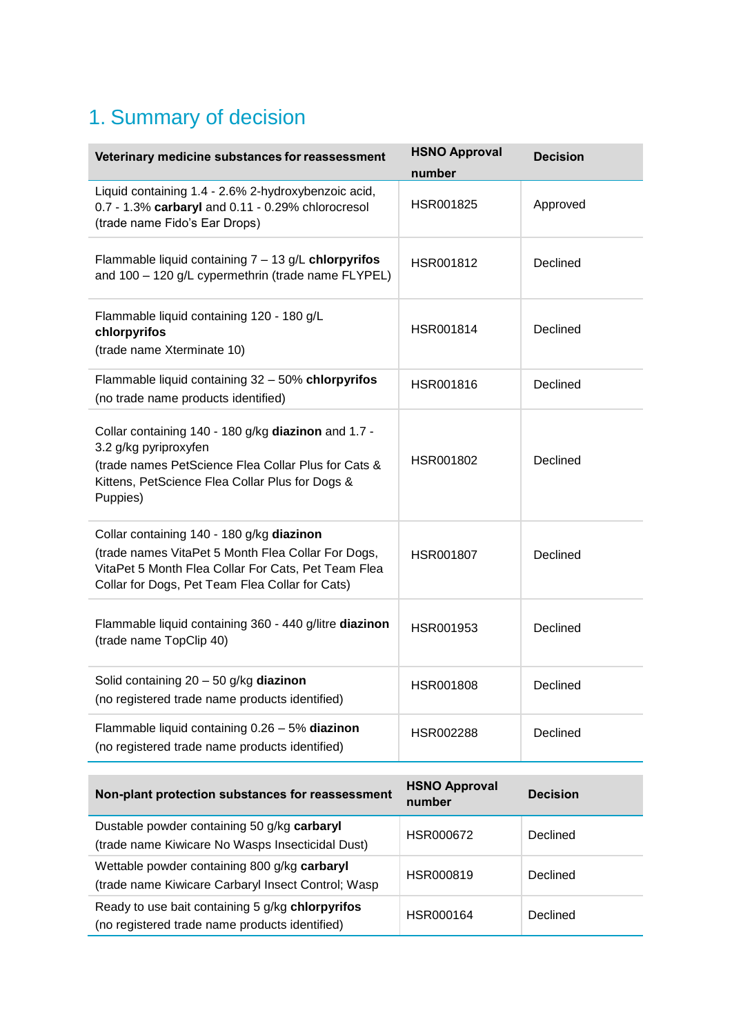# 1. Summary of decision

| **Veterinary medicine substances for reassessment** | **HSNO Approval number** | **Decision** |
|---|---|---|
| Liquid containing 1.4 - 2.6% 2-hydroxybenzoic acid, 0.7 - 1.3% **carbaryl** and 0.11 - 0.29% chlorocresol (trade name Fido's Ear Drops) | HSR001825 | Approved |
| Flammable liquid containing 7 – 13 g/L **chlorpyrifos** and 100 – 120 g/L cypermethrin (trade name FLYPEL) | HSR001812 | Declined |
| Flammable liquid containing 120 - 180 g/L **chlorpyrifos** (trade name Xterminate 10) | HSR001814 | Declined |
| Flammable liquid containing 32 – 50% **chlorpyrifos** (no trade name products identified) | HSR001816 | Declined |
| Collar containing 140 - 180 g/kg **diazinon** and 1.7 - 3.2 g/kg pyriproxyfen (trade names PetScience Flea Collar Plus for Cats & Kittens, PetScience Flea Collar Plus for Dogs & Puppies) | HSR001802 | Declined |
| Collar containing 140 - 180 g/kg **diazinon** (trade names VitaPet 5 Month Flea Collar For Dogs, VitaPet 5 Month Flea Collar For Cats, Pet Team Flea Collar for Dogs, Pet Team Flea Collar for Cats) | HSR001807 | Declined |
| Flammable liquid containing 360 - 440 g/litre **diazinon** (trade name TopClip 40) | HSR001953 | Declined |
| Solid containing 20 – 50 g/kg **diazinon** (no registered trade name products identified) | HSR001808 | Declined |
| Flammable liquid containing 0.26 – 5% **diazinon** (no registered trade name products identified) | HSR002288 | Declined |

| **Non-plant protection substances for reassessment** | **HSNO Approval number** | **Decision** |
|---|---|---|
| Dustable powder containing 50 g/kg **carbaryl** (trade name Kiwicare No Wasps Insecticidal Dust) | HSR000672 | Declined |
| Wettable powder containing 800 g/kg **carbaryl** (trade name Kiwicare Carbaryl Insect Control; Wasp | HSR000819 | Declined |
| Ready to use bait containing 5 g/kg **chlorpyrifos** (no registered trade name products identified) | HSR000164 | Declined |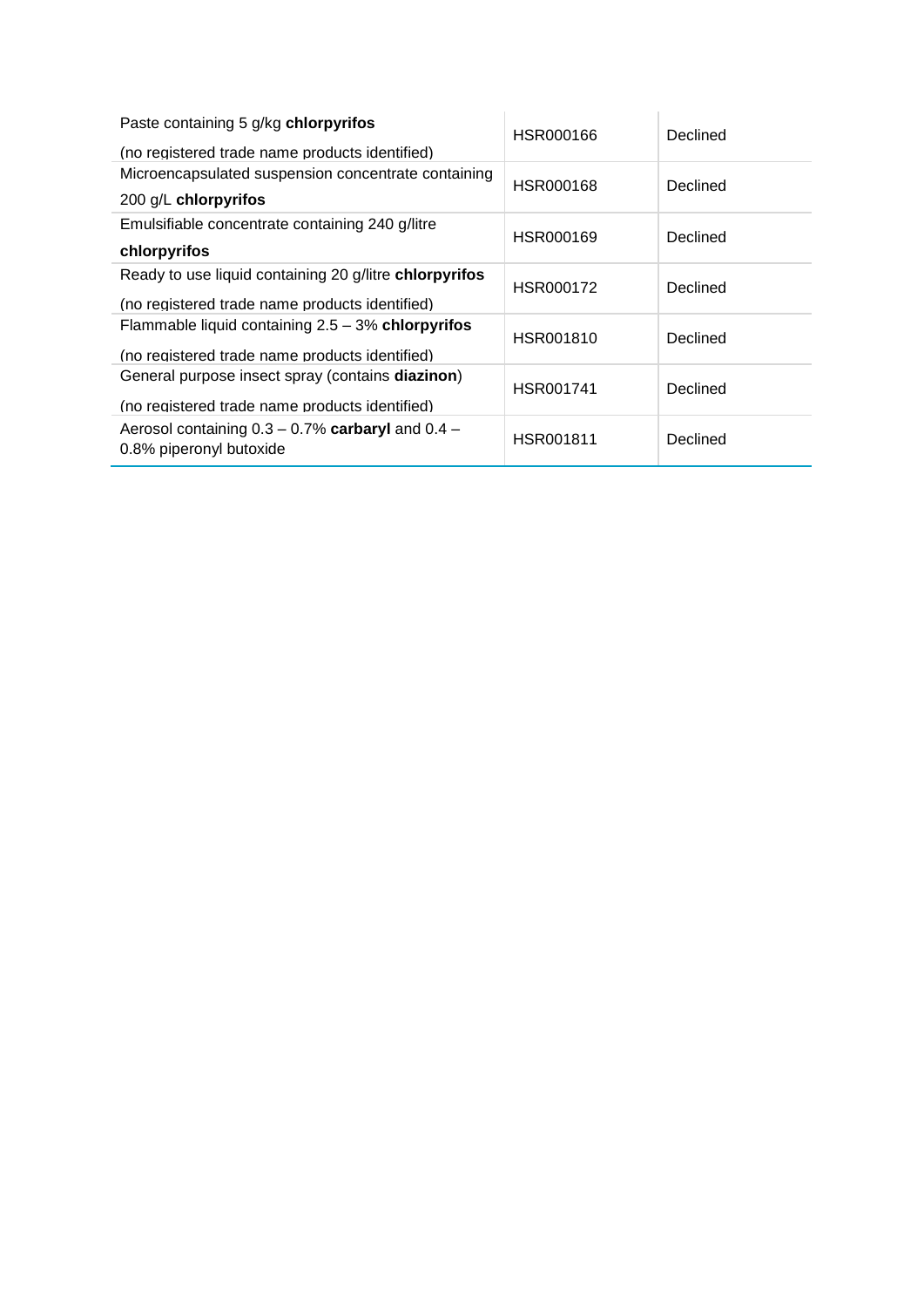| | | |
|---|---|---|
| Paste containing 5 g/kg **chlorpyrifos** (no registered trade name products identified) | HSR000166 | Declined |
| Microencapsulated suspension concentrate containing 200 g/L **chlorpyrifos** | HSR000168 | Declined |
| Emulsifiable concentrate containing 240 g/litre **chlorpyrifos** | HSR000169 | Declined |
| Ready to use liquid containing 20 g/litre **chlorpyrifos** (no registered trade name products identified) | HSR000172 | Declined |
| Flammable liquid containing 2.5 – 3% **chlorpyrifos** (no registered trade name products identified) | HSR001810 | Declined |
| General purpose insect spray (contains **diazinon**) (no registered trade name products identified) | HSR001741 | Declined |
| Aerosol containing 0.3 – 0.7% **carbaryl** and 0.4 – 0.8% piperonyl butoxide | HSR001811 | Declined |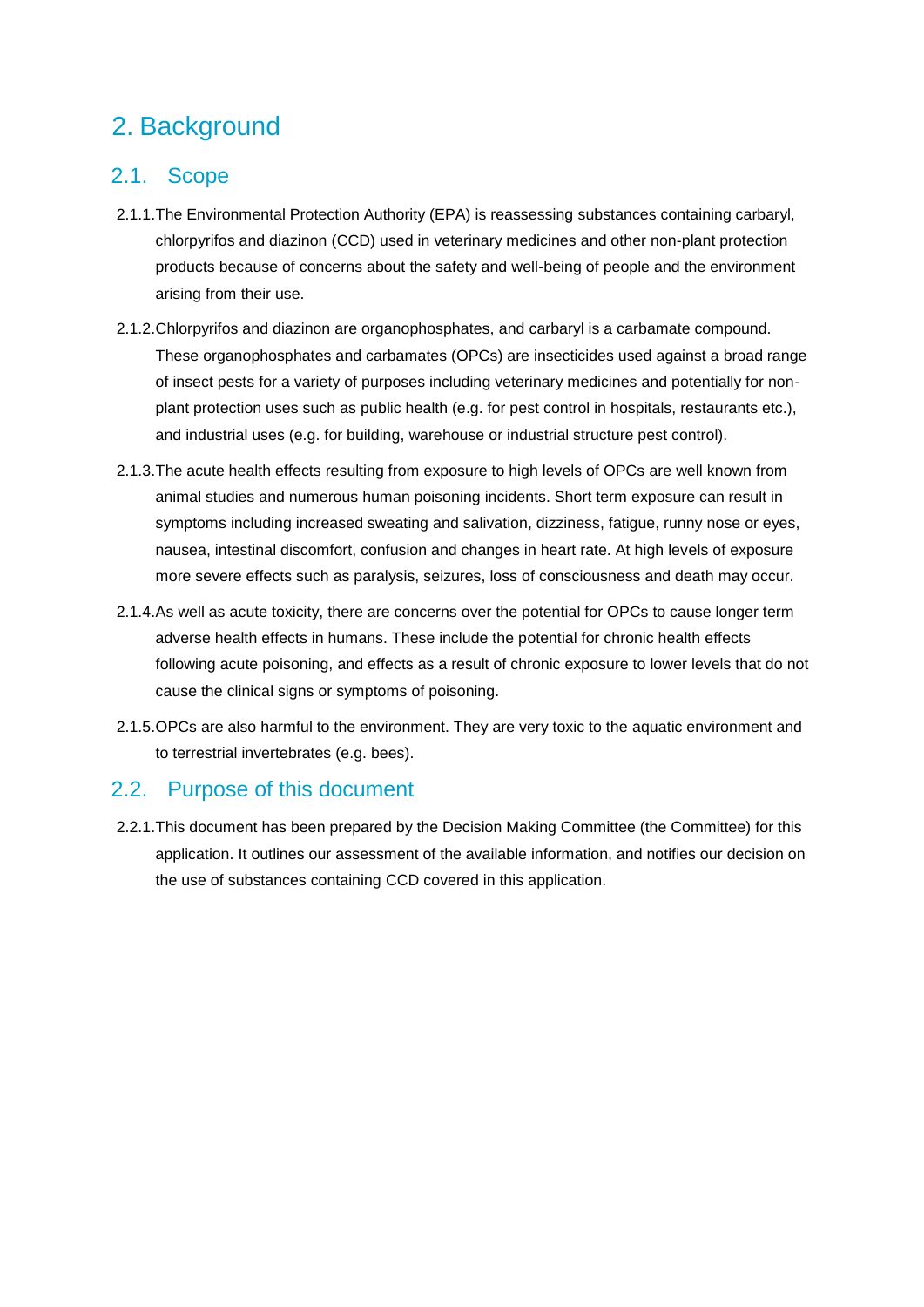# 2. Background

## 2.1. Scope

2.1.1. The Environmental Protection Authority (EPA) is reassessing substances containing carbaryl, chlorpyrifos and diazinon (CCD) used in veterinary medicines and other non-plant protection products because of concerns about the safety and well-being of people and the environment arising from their use.

2.1.2. Chlorpyrifos and diazinon are organophosphates, and carbaryl is a carbamate compound. These organophosphates and carbamates (OPCs) are insecticides used against a broad range of insect pests for a variety of purposes including veterinary medicines and potentially for non-plant protection uses such as public health (e.g. for pest control in hospitals, restaurants etc.), and industrial uses (e.g. for building, warehouse or industrial structure pest control).

2.1.3. The acute health effects resulting from exposure to high levels of OPCs are well known from animal studies and numerous human poisoning incidents. Short term exposure can result in symptoms including increased sweating and salivation, dizziness, fatigue, runny nose or eyes, nausea, intestinal discomfort, confusion and changes in heart rate. At high levels of exposure more severe effects such as paralysis, seizures, loss of consciousness and death may occur.

2.1.4. As well as acute toxicity, there are concerns over the potential for OPCs to cause longer term adverse health effects in humans. These include the potential for chronic health effects following acute poisoning, and effects as a result of chronic exposure to lower levels that do not cause the clinical signs or symptoms of poisoning.

2.1.5. OPCs are also harmful to the environment. They are very toxic to the aquatic environment and to terrestrial invertebrates (e.g. bees).

## 2.2. Purpose of this document

2.2.1. This document has been prepared by the Decision Making Committee (the Committee) for this application. It outlines our assessment of the available information, and notifies our decision on the use of substances containing CCD covered in this application.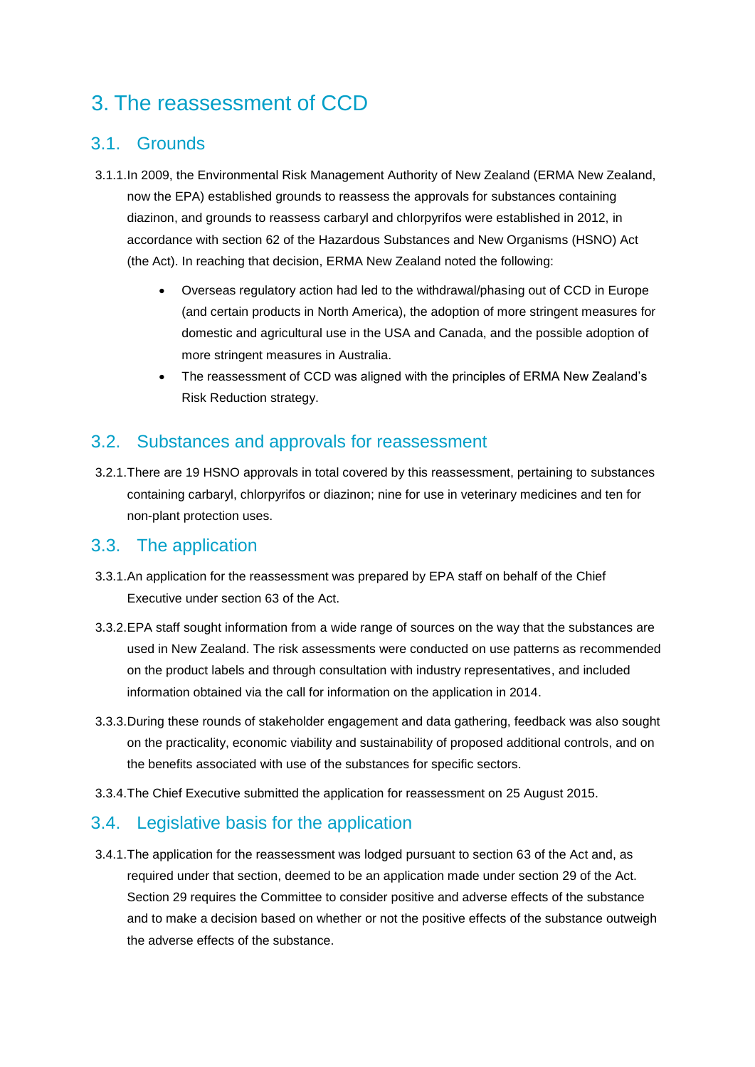# 3. The reassessment of CCD

## 3.1. Grounds

3.1.1. In 2009, the Environmental Risk Management Authority of New Zealand (ERMA New Zealand, now the EPA) established grounds to reassess the approvals for substances containing diazinon, and grounds to reassess carbaryl and chlorpyrifos were established in 2012, in accordance with section 62 of the Hazardous Substances and New Organisms (HSNO) Act (the Act). In reaching that decision, ERMA New Zealand noted the following:

- Overseas regulatory action had led to the withdrawal/phasing out of CCD in Europe (and certain products in North America), the adoption of more stringent measures for domestic and agricultural use in the USA and Canada, and the possible adoption of more stringent measures in Australia.
- The reassessment of CCD was aligned with the principles of ERMA New Zealand's Risk Reduction strategy.

## 3.2. Substances and approvals for reassessment

3.2.1. There are 19 HSNO approvals in total covered by this reassessment, pertaining to substances containing carbaryl, chlorpyrifos or diazinon; nine for use in veterinary medicines and ten for non-plant protection uses.

## 3.3. The application

3.3.1. An application for the reassessment was prepared by EPA staff on behalf of the Chief Executive under section 63 of the Act.

3.3.2. EPA staff sought information from a wide range of sources on the way that the substances are used in New Zealand. The risk assessments were conducted on use patterns as recommended on the product labels and through consultation with industry representatives, and included information obtained via the call for information on the application in 2014.

3.3.3. During these rounds of stakeholder engagement and data gathering, feedback was also sought on the practicality, economic viability and sustainability of proposed additional controls, and on the benefits associated with use of the substances for specific sectors.

3.3.4. The Chief Executive submitted the application for reassessment on 25 August 2015.

## 3.4. Legislative basis for the application

3.4.1. The application for the reassessment was lodged pursuant to section 63 of the Act and, as required under that section, deemed to be an application made under section 29 of the Act. Section 29 requires the Committee to consider positive and adverse effects of the substance and to make a decision based on whether or not the positive effects of the substance outweigh the adverse effects of the substance.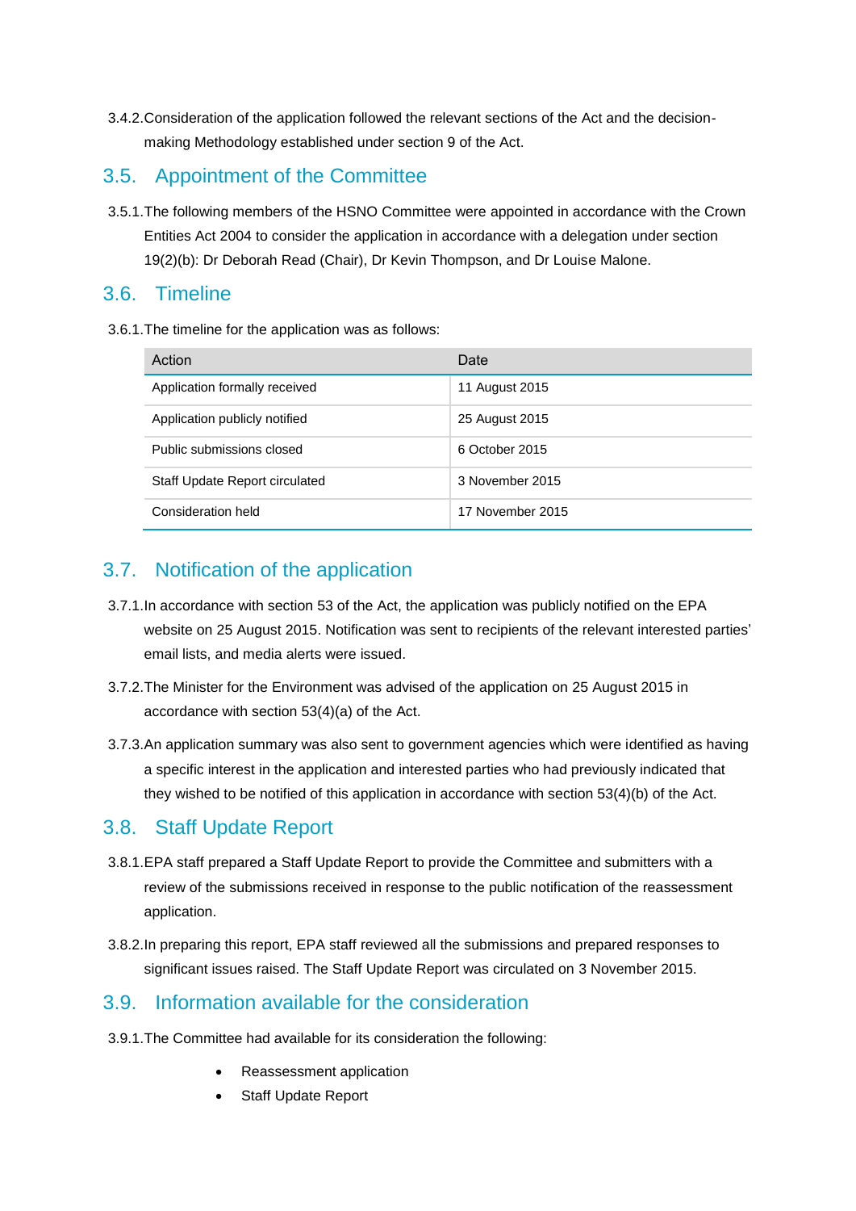3.4.2. Consideration of the application followed the relevant sections of the Act and the decision-making Methodology established under section 9 of the Act.

## 3.5. Appointment of the Committee

3.5.1. The following members of the HSNO Committee were appointed in accordance with the Crown Entities Act 2004 to consider the application in accordance with a delegation under section 19(2)(b): Dr Deborah Read (Chair), Dr Kevin Thompson, and Dr Louise Malone.

## 3.6. Timeline

3.6.1. The timeline for the application was as follows:

| Action | Date |
|---|---|
| Application formally received | 11 August 2015 |
| Application publicly notified | 25 August 2015 |
| Public submissions closed | 6 October 2015 |
| Staff Update Report circulated | 3 November 2015 |
| Consideration held | 17 November 2015 |

## 3.7. Notification of the application

3.7.1. In accordance with section 53 of the Act, the application was publicly notified on the EPA website on 25 August 2015. Notification was sent to recipients of the relevant interested parties' email lists, and media alerts were issued.

3.7.2. The Minister for the Environment was advised of the application on 25 August 2015 in accordance with section 53(4)(a) of the Act.

3.7.3. An application summary was also sent to government agencies which were identified as having a specific interest in the application and interested parties who had previously indicated that they wished to be notified of this application in accordance with section 53(4)(b) of the Act.

## 3.8. Staff Update Report

3.8.1. EPA staff prepared a Staff Update Report to provide the Committee and submitters with a review of the submissions received in response to the public notification of the reassessment application.

3.8.2. In preparing this report, EPA staff reviewed all the submissions and prepared responses to significant issues raised. The Staff Update Report was circulated on 3 November 2015.

## 3.9. Information available for the consideration

3.9.1. The Committee had available for its consideration the following:

- Reassessment application
- Staff Update Report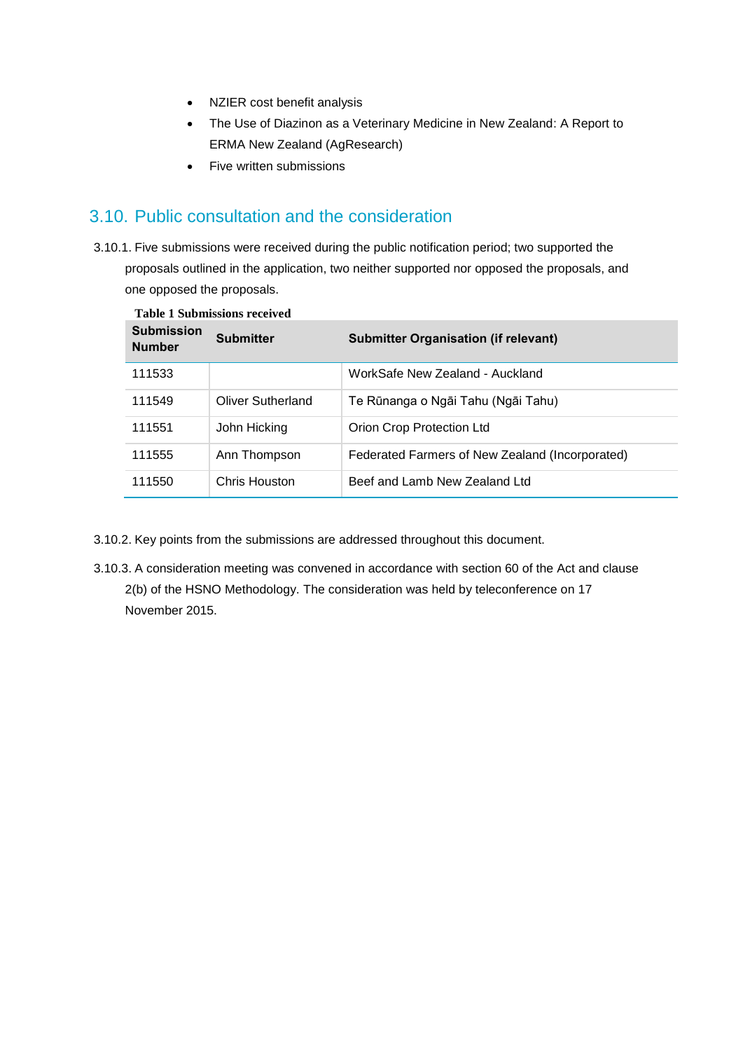- NZIER cost benefit analysis
- The Use of Diazinon as a Veterinary Medicine in New Zealand: A Report to ERMA New Zealand (AgResearch)
- Five written submissions

## 3.10. Public consultation and the consideration

3.10.1. Five submissions were received during the public notification period; two supported the proposals outlined in the application, two neither supported nor opposed the proposals, and one opposed the proposals.

**Table 1 Submissions received**

| Submission Number | Submitter | Submitter Organisation (if relevant) |
|---|---|---|
| 111533 | | WorkSafe New Zealand - Auckland |
| 111549 | Oliver Sutherland | Te Rūnanga o Ngāi Tahu (Ngāi Tahu) |
| 111551 | John Hicking | Orion Crop Protection Ltd |
| 111555 | Ann Thompson | Federated Farmers of New Zealand (Incorporated) |
| 111550 | Chris Houston | Beef and Lamb New Zealand Ltd |

3.10.2. Key points from the submissions are addressed throughout this document.

3.10.3. A consideration meeting was convened in accordance with section 60 of the Act and clause 2(b) of the HSNO Methodology. The consideration was held by teleconference on 17 November 2015.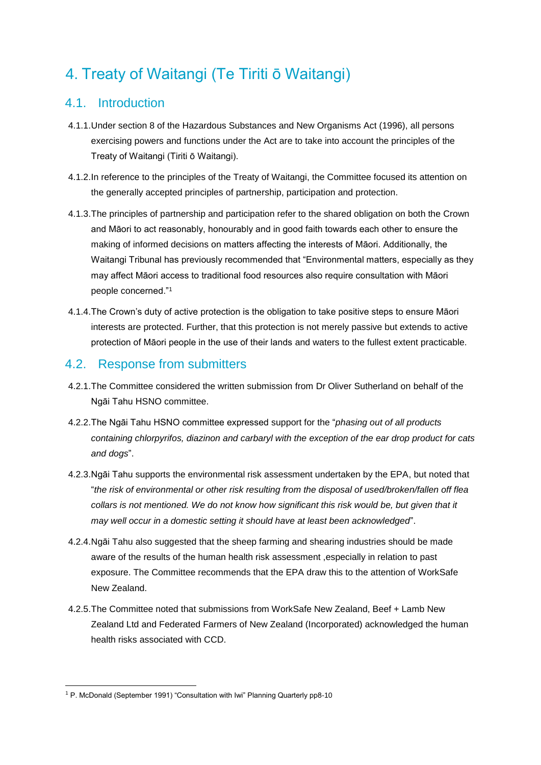# 4. Treaty of Waitangi (Te Tiriti ō Waitangi)

## 4.1. Introduction

4.1.1. Under section 8 of the Hazardous Substances and New Organisms Act (1996), all persons exercising powers and functions under the Act are to take into account the principles of the Treaty of Waitangi (Tiriti ō Waitangi).

4.1.2. In reference to the principles of the Treaty of Waitangi, the Committee focused its attention on the generally accepted principles of partnership, participation and protection.

4.1.3. The principles of partnership and participation refer to the shared obligation on both the Crown and Māori to act reasonably, honourably and in good faith towards each other to ensure the making of informed decisions on matters affecting the interests of Māori. Additionally, the Waitangi Tribunal has previously recommended that "Environmental matters, especially as they may affect Māori access to traditional food resources also require consultation with Māori people concerned."[1]

4.1.4. The Crown's duty of active protection is the obligation to take positive steps to ensure Māori interests are protected. Further, that this protection is not merely passive but extends to active protection of Māori people in the use of their lands and waters to the fullest extent practicable.

## 4.2. Response from submitters

4.2.1. The Committee considered the written submission from Dr Oliver Sutherland on behalf of the Ngāi Tahu HSNO committee.

4.2.2. The Ngāi Tahu HSNO committee expressed support for the "*phasing out of all products containing chlorpyrifos, diazinon and carbaryl with the exception of the ear drop product for cats and dogs*".

4.2.3. Ngāi Tahu supports the environmental risk assessment undertaken by the EPA, but noted that "*the risk of environmental or other risk resulting from the disposal of used/broken/fallen off flea collars is not mentioned. We do not know how significant this risk would be, but given that it may well occur in a domestic setting it should have at least been acknowledged*".

4.2.4. Ngāi Tahu also suggested that the sheep farming and shearing industries should be made aware of the results of the human health risk assessment ,especially in relation to past exposure. The Committee recommends that the EPA draw this to the attention of WorkSafe New Zealand.

4.2.5. The Committee noted that submissions from WorkSafe New Zealand, Beef + Lamb New Zealand Ltd and Federated Farmers of New Zealand (Incorporated) acknowledged the human health risks associated with CCD.

---

[1] P. McDonald (September 1991) "Consultation with Iwi" Planning Quarterly pp8-10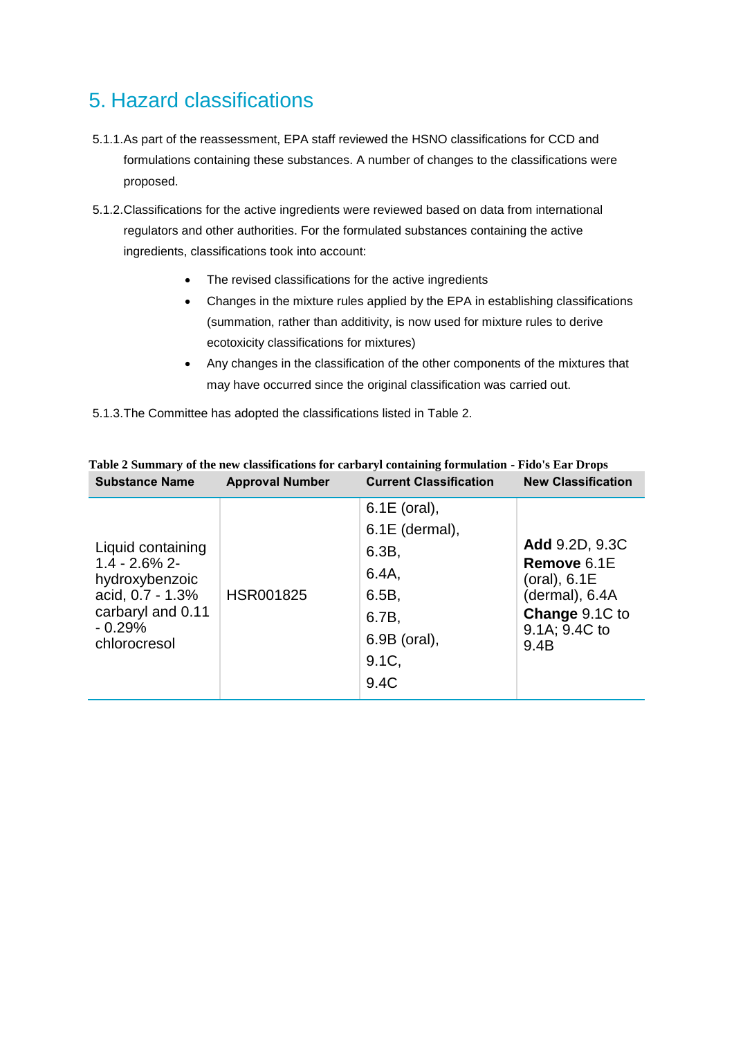# 5. Hazard classifications

5.1.1. As part of the reassessment, EPA staff reviewed the HSNO classifications for CCD and formulations containing these substances. A number of changes to the classifications were proposed.

5.1.2. Classifications for the active ingredients were reviewed based on data from international regulators and other authorities. For the formulated substances containing the active ingredients, classifications took into account:

- The revised classifications for the active ingredients
- Changes in the mixture rules applied by the EPA in establishing classifications (summation, rather than additivity, is now used for mixture rules to derive ecotoxicity classifications for mixtures)
- Any changes in the classification of the other components of the mixtures that may have occurred since the original classification was carried out.

5.1.3. The Committee has adopted the classifications listed in Table 2.

**Table 2 Summary of the new classifications for carbaryl containing formulation - Fido's Ear Drops**

| Substance Name | Approval Number | Current Classification | New Classification |
|---|---|---|---|
| Liquid containing 1.4 - 2.6% 2-hydroxybenzoic acid, 0.7 - 1.3% carbaryl and 0.11 - 0.29% chlorocresol | HSR001825 | 6.1E (oral), 6.1E (dermal), 6.3B, 6.4A, 6.5B, 6.7B, 6.9B (oral), 9.1C, 9.4C | **Add** 9.2D, 9.3C **Remove** 6.1E (oral), 6.1E (dermal), 6.4A **Change** 9.1C to 9.1A; 9.4C to 9.4B |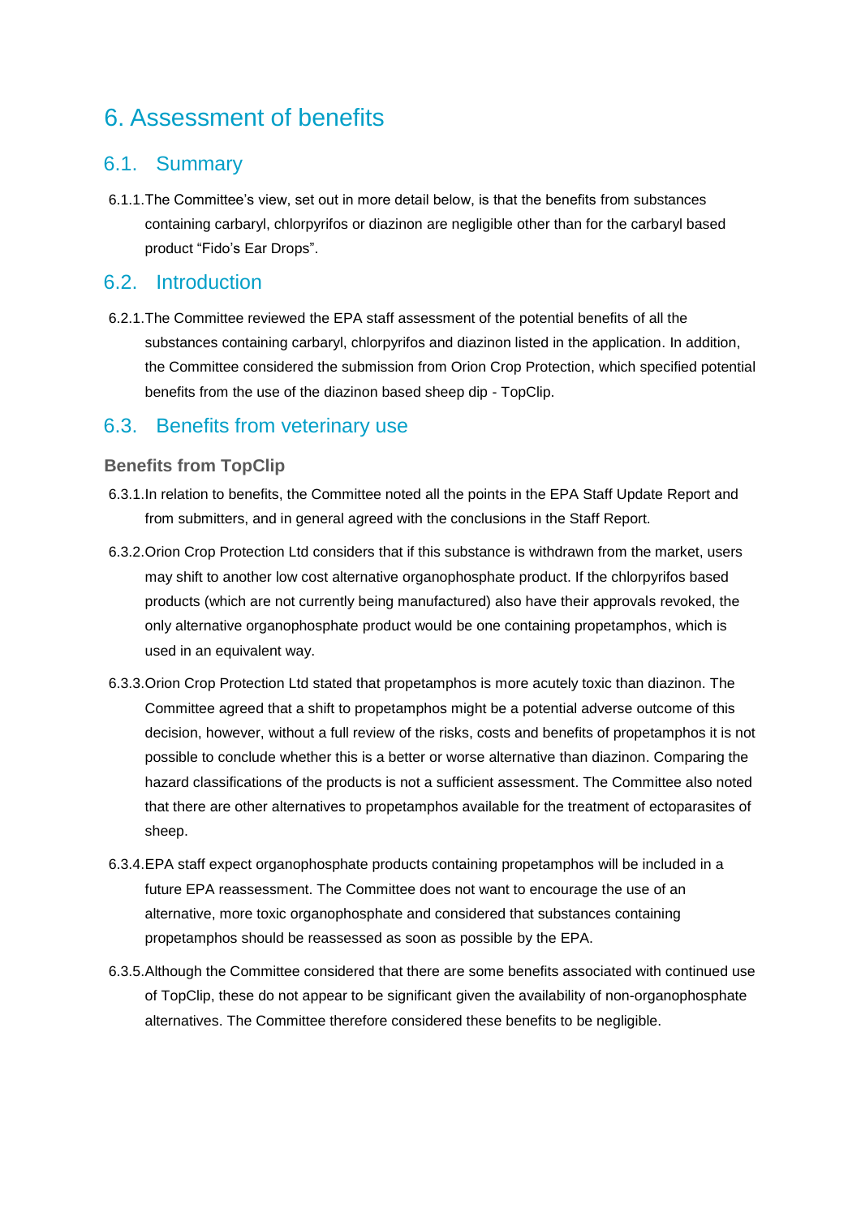# 6. Assessment of benefits

## 6.1. Summary

6.1.1. The Committee's view, set out in more detail below, is that the benefits from substances containing carbaryl, chlorpyrifos or diazinon are negligible other than for the carbaryl based product "Fido's Ear Drops".

## 6.2. Introduction

6.2.1. The Committee reviewed the EPA staff assessment of the potential benefits of all the substances containing carbaryl, chlorpyrifos and diazinon listed in the application. In addition, the Committee considered the submission from Orion Crop Protection, which specified potential benefits from the use of the diazinon based sheep dip - TopClip.

## 6.3. Benefits from veterinary use

### Benefits from TopClip

6.3.1. In relation to benefits, the Committee noted all the points in the EPA Staff Update Report and from submitters, and in general agreed with the conclusions in the Staff Report.

6.3.2. Orion Crop Protection Ltd considers that if this substance is withdrawn from the market, users may shift to another low cost alternative organophosphate product. If the chlorpyrifos based products (which are not currently being manufactured) also have their approvals revoked, the only alternative organophosphate product would be one containing propetamphos, which is used in an equivalent way.

6.3.3. Orion Crop Protection Ltd stated that propetamphos is more acutely toxic than diazinon. The Committee agreed that a shift to propetamphos might be a potential adverse outcome of this decision, however, without a full review of the risks, costs and benefits of propetamphos it is not possible to conclude whether this is a better or worse alternative than diazinon. Comparing the hazard classifications of the products is not a sufficient assessment. The Committee also noted that there are other alternatives to propetamphos available for the treatment of ectoparasites of sheep.

6.3.4. EPA staff expect organophosphate products containing propetamphos will be included in a future EPA reassessment. The Committee does not want to encourage the use of an alternative, more toxic organophosphate and considered that substances containing propetamphos should be reassessed as soon as possible by the EPA.

6.3.5. Although the Committee considered that there are some benefits associated with continued use of TopClip, these do not appear to be significant given the availability of non-organophosphate alternatives. The Committee therefore considered these benefits to be negligible.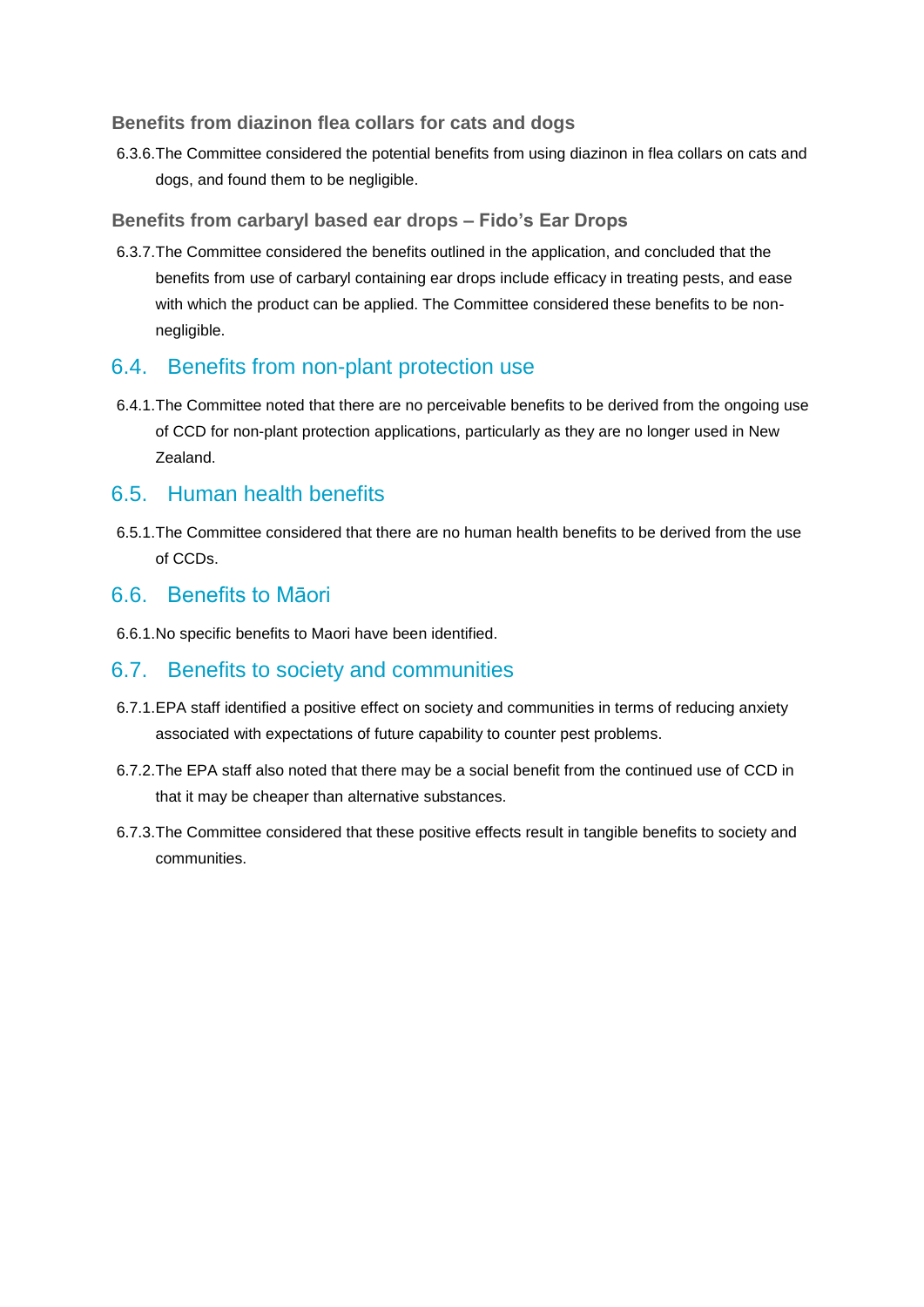### Benefits from diazinon flea collars for cats and dogs

6.3.6. The Committee considered the potential benefits from using diazinon in flea collars on cats and dogs, and found them to be negligible.

### Benefits from carbaryl based ear drops – Fido's Ear Drops

6.3.7. The Committee considered the benefits outlined in the application, and concluded that the benefits from use of carbaryl containing ear drops include efficacy in treating pests, and ease with which the product can be applied. The Committee considered these benefits to be non-negligible.

## 6.4. Benefits from non-plant protection use

6.4.1. The Committee noted that there are no perceivable benefits to be derived from the ongoing use of CCD for non-plant protection applications, particularly as they are no longer used in New Zealand.

## 6.5. Human health benefits

6.5.1. The Committee considered that there are no human health benefits to be derived from the use of CCDs.

## 6.6. Benefits to Māori

6.6.1. No specific benefits to Maori have been identified.

## 6.7. Benefits to society and communities

6.7.1. EPA staff identified a positive effect on society and communities in terms of reducing anxiety associated with expectations of future capability to counter pest problems.

6.7.2. The EPA staff also noted that there may be a social benefit from the continued use of CCD in that it may be cheaper than alternative substances.

6.7.3. The Committee considered that these positive effects result in tangible benefits to society and communities.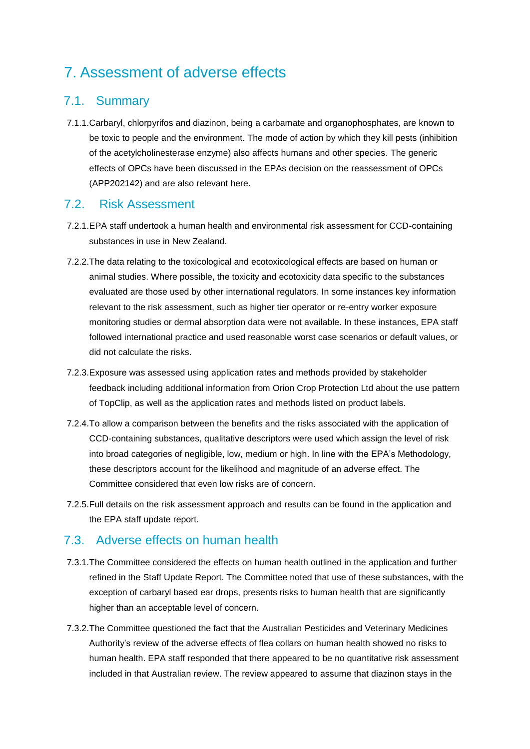# 7. Assessment of adverse effects

## 7.1. Summary

7.1.1. Carbaryl, chlorpyrifos and diazinon, being a carbamate and organophosphates, are known to be toxic to people and the environment. The mode of action by which they kill pests (inhibition of the acetylcholinesterase enzyme) also affects humans and other species. The generic effects of OPCs have been discussed in the EPAs decision on the reassessment of OPCs (APP202142) and are also relevant here.

## 7.2. Risk Assessment

7.2.1. EPA staff undertook a human health and environmental risk assessment for CCD-containing substances in use in New Zealand.

7.2.2. The data relating to the toxicological and ecotoxicological effects are based on human or animal studies. Where possible, the toxicity and ecotoxicity data specific to the substances evaluated are those used by other international regulators. In some instances key information relevant to the risk assessment, such as higher tier operator or re-entry worker exposure monitoring studies or dermal absorption data were not available. In these instances, EPA staff followed international practice and used reasonable worst case scenarios or default values, or did not calculate the risks.

7.2.3. Exposure was assessed using application rates and methods provided by stakeholder feedback including additional information from Orion Crop Protection Ltd about the use pattern of TopClip, as well as the application rates and methods listed on product labels.

7.2.4. To allow a comparison between the benefits and the risks associated with the application of CCD-containing substances, qualitative descriptors were used which assign the level of risk into broad categories of negligible, low, medium or high. In line with the EPA's Methodology, these descriptors account for the likelihood and magnitude of an adverse effect. The Committee considered that even low risks are of concern.

7.2.5. Full details on the risk assessment approach and results can be found in the application and the EPA staff update report.

## 7.3. Adverse effects on human health

7.3.1. The Committee considered the effects on human health outlined in the application and further refined in the Staff Update Report. The Committee noted that use of these substances, with the exception of carbaryl based ear drops, presents risks to human health that are significantly higher than an acceptable level of concern.

7.3.2. The Committee questioned the fact that the Australian Pesticides and Veterinary Medicines Authority's review of the adverse effects of flea collars on human health showed no risks to human health. EPA staff responded that there appeared to be no quantitative risk assessment included in that Australian review. The review appeared to assume that diazinon stays in the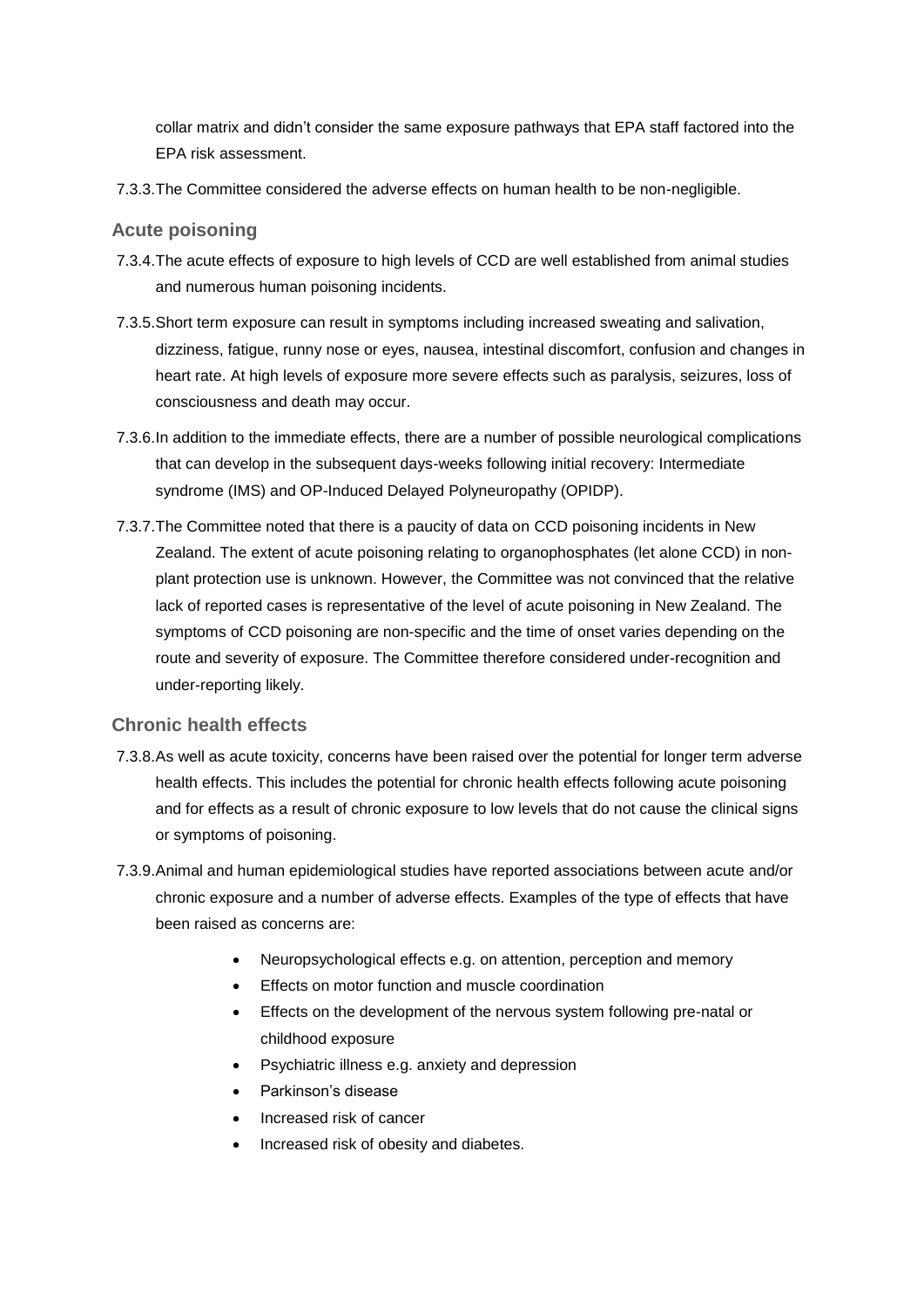collar matrix and didn't consider the same exposure pathways that EPA staff factored into the EPA risk assessment.

7.3.3. The Committee considered the adverse effects on human health to be non-negligible.

### Acute poisoning

7.3.4. The acute effects of exposure to high levels of CCD are well established from animal studies and numerous human poisoning incidents.

7.3.5. Short term exposure can result in symptoms including increased sweating and salivation, dizziness, fatigue, runny nose or eyes, nausea, intestinal discomfort, confusion and changes in heart rate. At high levels of exposure more severe effects such as paralysis, seizures, loss of consciousness and death may occur.

7.3.6. In addition to the immediate effects, there are a number of possible neurological complications that can develop in the subsequent days-weeks following initial recovery: Intermediate syndrome (IMS) and OP-Induced Delayed Polyneuropathy (OPIDP).

7.3.7. The Committee noted that there is a paucity of data on CCD poisoning incidents in New Zealand. The extent of acute poisoning relating to organophosphates (let alone CCD) in non-plant protection use is unknown. However, the Committee was not convinced that the relative lack of reported cases is representative of the level of acute poisoning in New Zealand. The symptoms of CCD poisoning are non-specific and the time of onset varies depending on the route and severity of exposure. The Committee therefore considered under-recognition and under-reporting likely.

### Chronic health effects

7.3.8. As well as acute toxicity, concerns have been raised over the potential for longer term adverse health effects. This includes the potential for chronic health effects following acute poisoning and for effects as a result of chronic exposure to low levels that do not cause the clinical signs or symptoms of poisoning.

7.3.9. Animal and human epidemiological studies have reported associations between acute and/or chronic exposure and a number of adverse effects. Examples of the type of effects that have been raised as concerns are:

- Neuropsychological effects e.g. on attention, perception and memory
- Effects on motor function and muscle coordination
- Effects on the development of the nervous system following pre-natal or childhood exposure
- Psychiatric illness e.g. anxiety and depression
- Parkinson's disease
- Increased risk of cancer
- Increased risk of obesity and diabetes.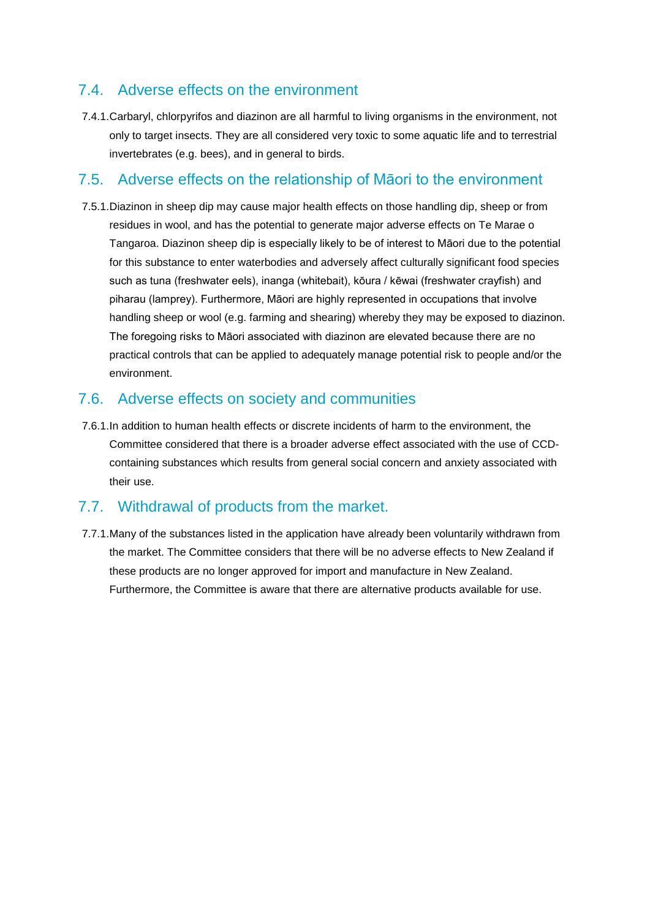## 7.4. Adverse effects on the environment

7.4.1. Carbaryl, chlorpyrifos and diazinon are all harmful to living organisms in the environment, not only to target insects. They are all considered very toxic to some aquatic life and to terrestrial invertebrates (e.g. bees), and in general to birds.

## 7.5. Adverse effects on the relationship of Māori to the environment

7.5.1. Diazinon in sheep dip may cause major health effects on those handling dip, sheep or from residues in wool, and has the potential to generate major adverse effects on Te Marae o Tangaroa. Diazinon sheep dip is especially likely to be of interest to Māori due to the potential for this substance to enter waterbodies and adversely affect culturally significant food species such as tuna (freshwater eels), inanga (whitebait), kōura / kēwai (freshwater crayfish) and piharau (lamprey). Furthermore, Māori are highly represented in occupations that involve handling sheep or wool (e.g. farming and shearing) whereby they may be exposed to diazinon. The foregoing risks to Māori associated with diazinon are elevated because there are no practical controls that can be applied to adequately manage potential risk to people and/or the environment.

## 7.6. Adverse effects on society and communities

7.6.1. In addition to human health effects or discrete incidents of harm to the environment, the Committee considered that there is a broader adverse effect associated with the use of CCD-containing substances which results from general social concern and anxiety associated with their use.

## 7.7. Withdrawal of products from the market.

7.7.1. Many of the substances listed in the application have already been voluntarily withdrawn from the market. The Committee considers that there will be no adverse effects to New Zealand if these products are no longer approved for import and manufacture in New Zealand. Furthermore, the Committee is aware that there are alternative products available for use.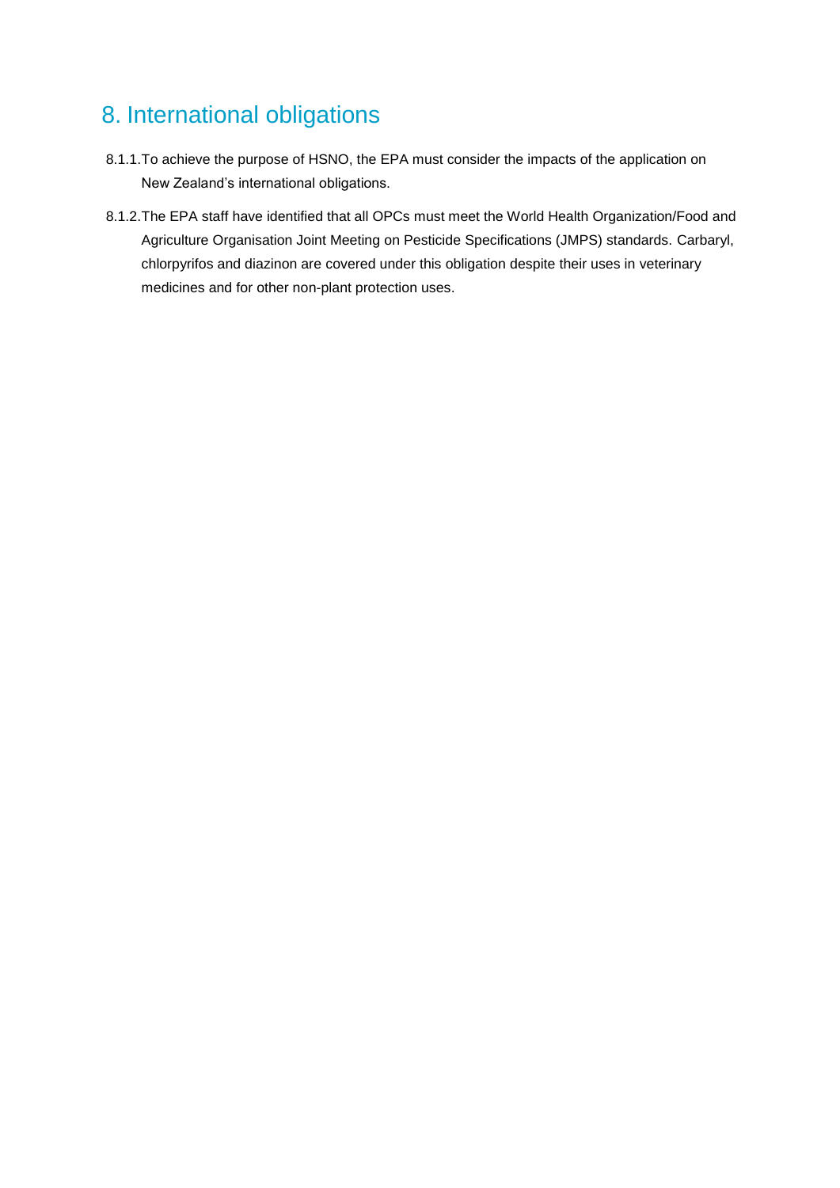# 8. International obligations

8.1.1. To achieve the purpose of HSNO, the EPA must consider the impacts of the application on New Zealand's international obligations.

8.1.2. The EPA staff have identified that all OPCs must meet the World Health Organization/Food and Agriculture Organisation Joint Meeting on Pesticide Specifications (JMPS) standards. Carbaryl, chlorpyrifos and diazinon are covered under this obligation despite their uses in veterinary medicines and for other non-plant protection uses.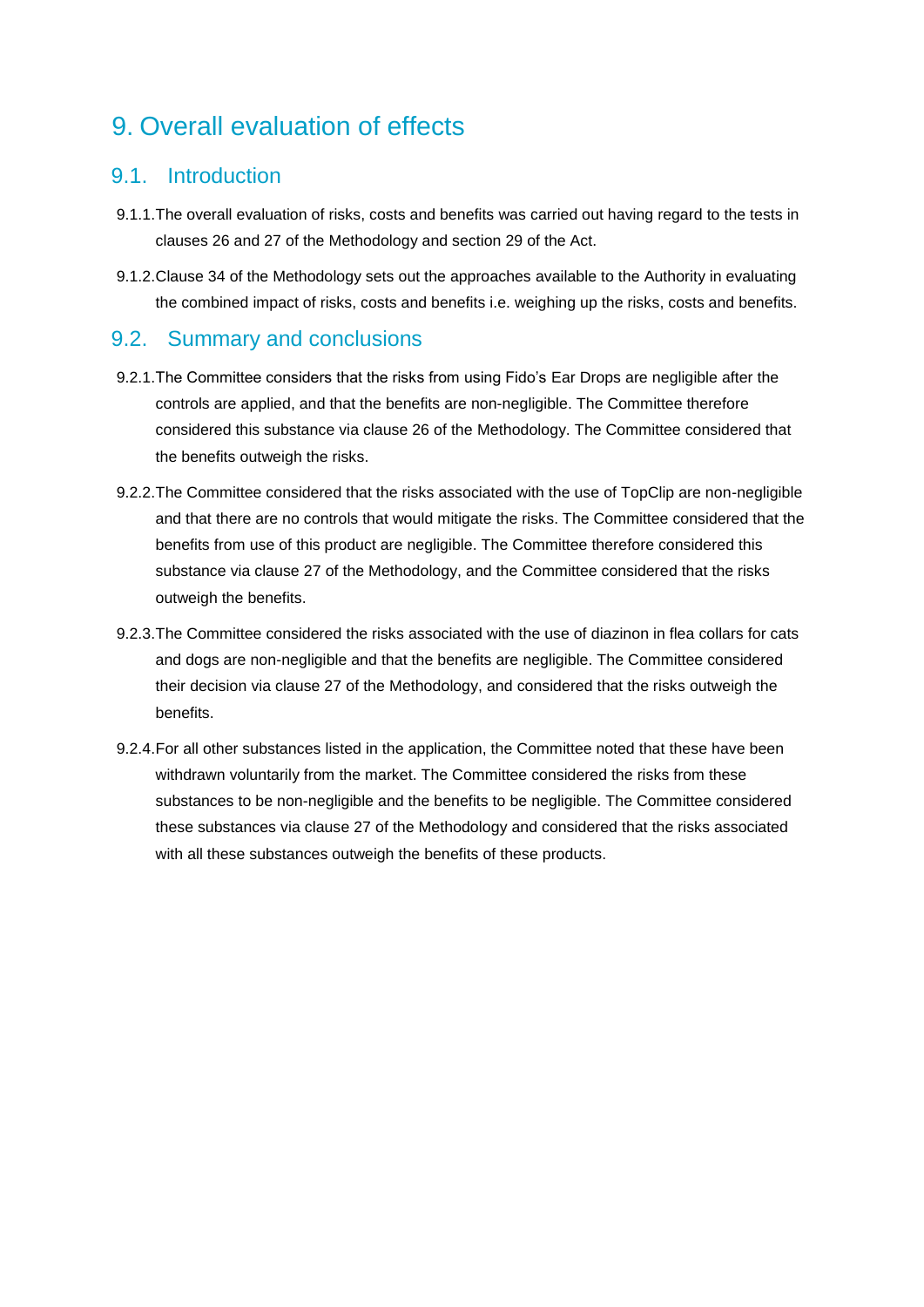# 9. Overall evaluation of effects

## 9.1. Introduction

9.1.1. The overall evaluation of risks, costs and benefits was carried out having regard to the tests in clauses 26 and 27 of the Methodology and section 29 of the Act.

9.1.2. Clause 34 of the Methodology sets out the approaches available to the Authority in evaluating the combined impact of risks, costs and benefits i.e. weighing up the risks, costs and benefits.

## 9.2. Summary and conclusions

9.2.1. The Committee considers that the risks from using Fido's Ear Drops are negligible after the controls are applied, and that the benefits are non-negligible. The Committee therefore considered this substance via clause 26 of the Methodology. The Committee considered that the benefits outweigh the risks.

9.2.2. The Committee considered that the risks associated with the use of TopClip are non-negligible and that there are no controls that would mitigate the risks. The Committee considered that the benefits from use of this product are negligible. The Committee therefore considered this substance via clause 27 of the Methodology, and the Committee considered that the risks outweigh the benefits.

9.2.3. The Committee considered the risks associated with the use of diazinon in flea collars for cats and dogs are non-negligible and that the benefits are negligible. The Committee considered their decision via clause 27 of the Methodology, and considered that the risks outweigh the benefits.

9.2.4. For all other substances listed in the application, the Committee noted that these have been withdrawn voluntarily from the market. The Committee considered the risks from these substances to be non-negligible and the benefits to be negligible. The Committee considered these substances via clause 27 of the Methodology and considered that the risks associated with all these substances outweigh the benefits of these products.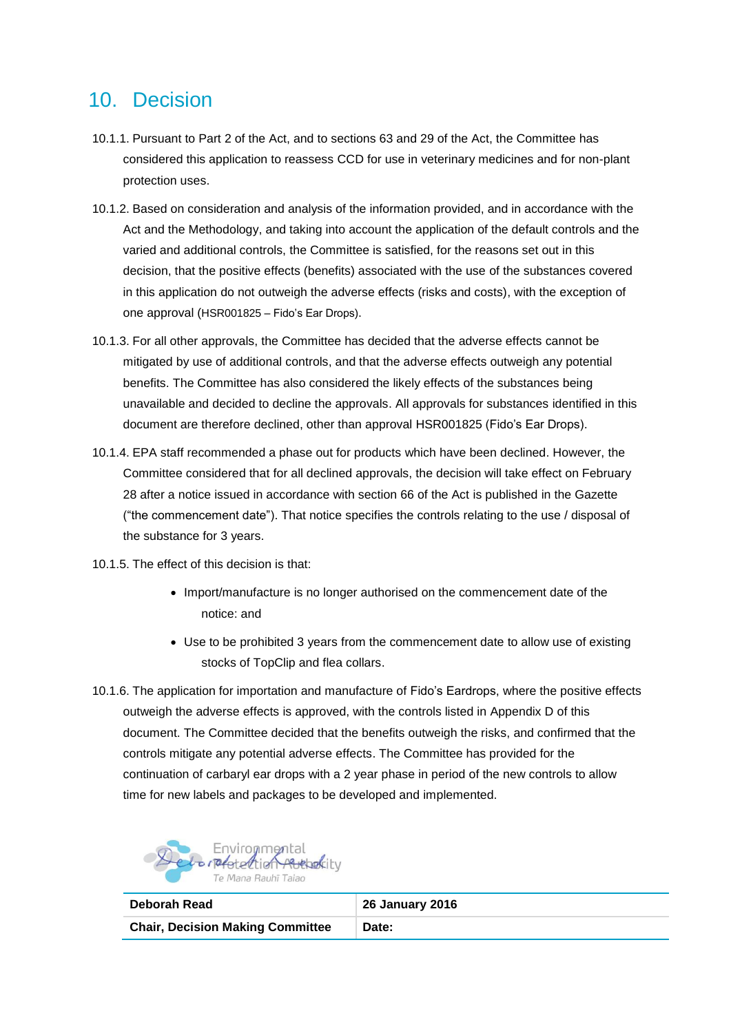# 10. Decision

10.1.1. Pursuant to Part 2 of the Act, and to sections 63 and 29 of the Act, the Committee has considered this application to reassess CCD for use in veterinary medicines and for non-plant protection uses.

10.1.2. Based on consideration and analysis of the information provided, and in accordance with the Act and the Methodology, and taking into account the application of the default controls and the varied and additional controls, the Committee is satisfied, for the reasons set out in this decision, that the positive effects (benefits) associated with the use of the substances covered in this application do not outweigh the adverse effects (risks and costs), with the exception of one approval (HSR001825 – Fido's Ear Drops).

10.1.3. For all other approvals, the Committee has decided that the adverse effects cannot be mitigated by use of additional controls, and that the adverse effects outweigh any potential benefits. The Committee has also considered the likely effects of the substances being unavailable and decided to decline the approvals. All approvals for substances identified in this document are therefore declined, other than approval HSR001825 (Fido's Ear Drops).

10.1.4. EPA staff recommended a phase out for products which have been declined. However, the Committee considered that for all declined approvals, the decision will take effect on February 28 after a notice issued in accordance with section 66 of the Act is published in the Gazette ("the commencement date"). That notice specifies the controls relating to the use / disposal of the substance for 3 years.

10.1.5. The effect of this decision is that:

- Import/manufacture is no longer authorised on the commencement date of the notice: and
- Use to be prohibited 3 years from the commencement date to allow use of existing stocks of TopClip and flea collars.

10.1.6. The application for importation and manufacture of Fido's Eardrops, where the positive effects outweigh the adverse effects is approved, with the controls listed in Appendix D of this document. The Committee decided that the benefits outweigh the risks, and confirmed that the controls mitigate any potential adverse effects. The Committee has provided for the continuation of carbaryl ear drops with a 2 year phase in period of the new controls to allow time for new labels and packages to be developed and implemented.

| | |
|---|---|
| **Deborah Read** | **26 January 2016** |
| **Chair, Decision Making Committee** | **Date:** |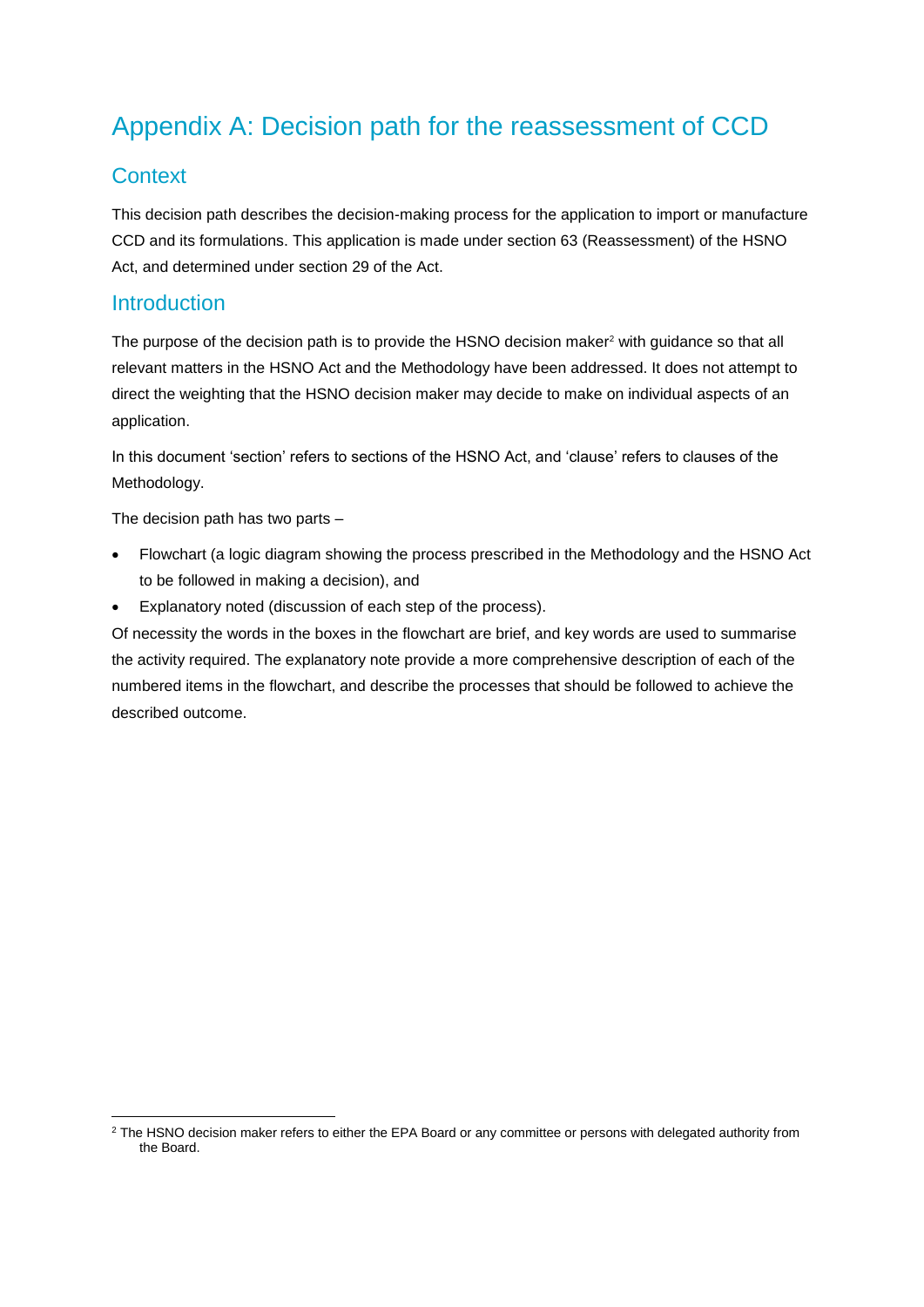# Appendix A: Decision path for the reassessment of CCD

## Context

This decision path describes the decision-making process for the application to import or manufacture CCD and its formulations. This application is made under section 63 (Reassessment) of the HSNO Act, and determined under section 29 of the Act.

## Introduction

The purpose of the decision path is to provide the HSNO decision maker[2] with guidance so that all relevant matters in the HSNO Act and the Methodology have been addressed. It does not attempt to direct the weighting that the HSNO decision maker may decide to make on individual aspects of an application.

In this document 'section' refers to sections of the HSNO Act, and 'clause' refers to clauses of the Methodology.

The decision path has two parts –

- Flowchart (a logic diagram showing the process prescribed in the Methodology and the HSNO Act to be followed in making a decision), and
- Explanatory noted (discussion of each step of the process).

Of necessity the words in the boxes in the flowchart are brief, and key words are used to summarise the activity required. The explanatory note provide a more comprehensive description of each of the numbered items in the flowchart, and describe the processes that should be followed to achieve the described outcome.

[2] The HSNO decision maker refers to either the EPA Board or any committee or persons with delegated authority from the Board.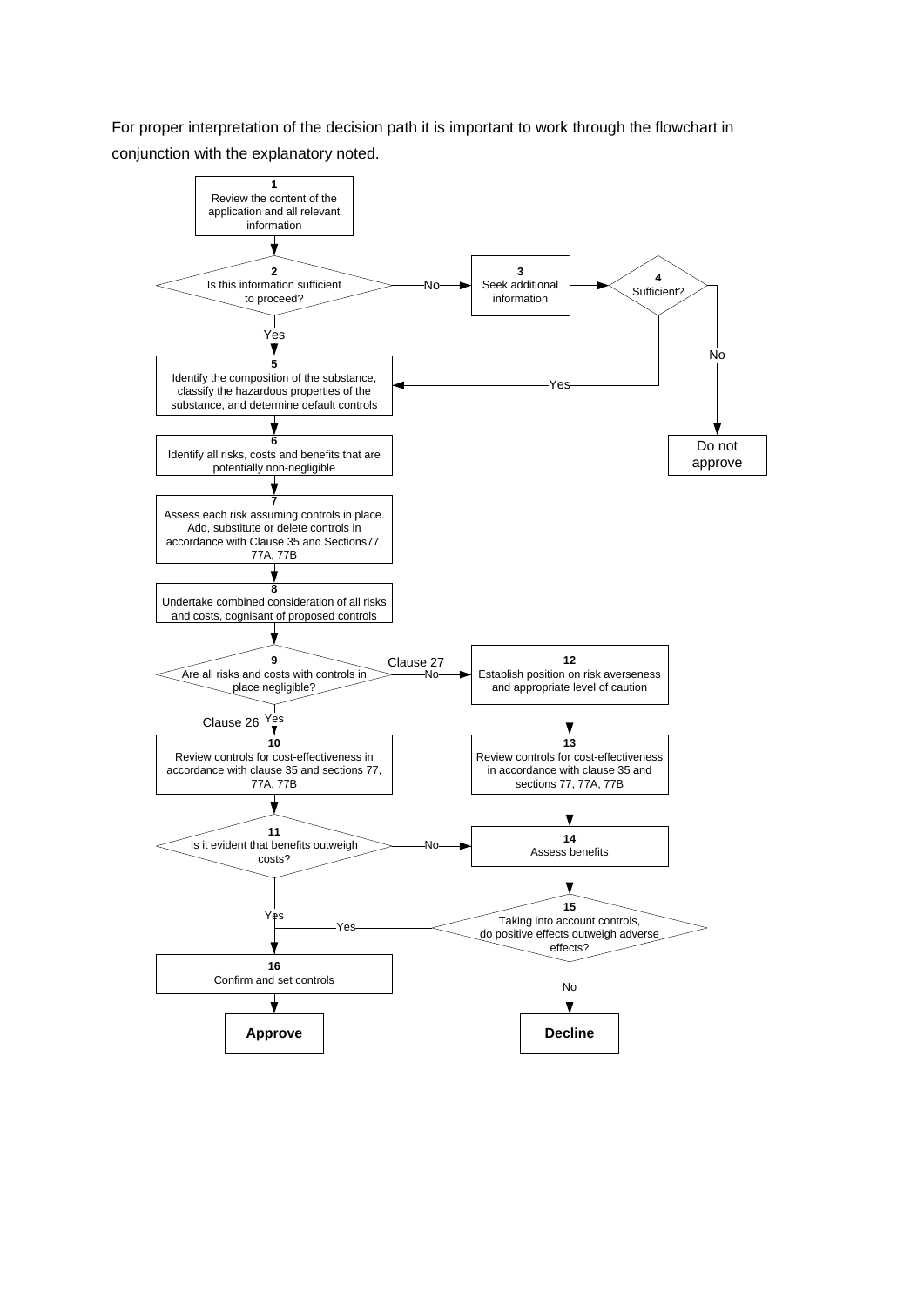For proper interpretation of the decision path it is important to work through the flowchart in conjunction with the explanatory noted.

1
Review the content of the application and all relevant information

2
Is this information sufficient to proceed?

No

3
Seek additional information

4
Sufficient?

No

Do not approve

Yes

Yes

5
Identify the composition of the substance, classify the hazardous properties of the substance, and determine default controls

6
Identify all risks, costs and benefits that are potentially non-negligible

7
Assess each risk assuming controls in place. Add, substitute or delete controls in accordance with Clause 35 and Sections77, 77A, 77B

8
Undertake combined consideration of all risks and costs, cognisant of proposed controls

9
Are all risks and costs with controls in place negligible?

Clause 27
No

12
Establish position on risk averseness and appropriate level of caution

Clause 26 Yes

10
Review controls for cost-effectiveness in accordance with clause 35 and sections 77, 77A, 77B

13
Review controls for cost-effectiveness in accordance with clause 35 and sections 77, 77A, 77B

11
Is it evident that benefits outweigh costs?

No

14
Assess benefits

15
Taking into account controls, do positive effects outweigh adverse effects?

Yes

Yes

No

16
Confirm and set controls

**Approve**

**Decline**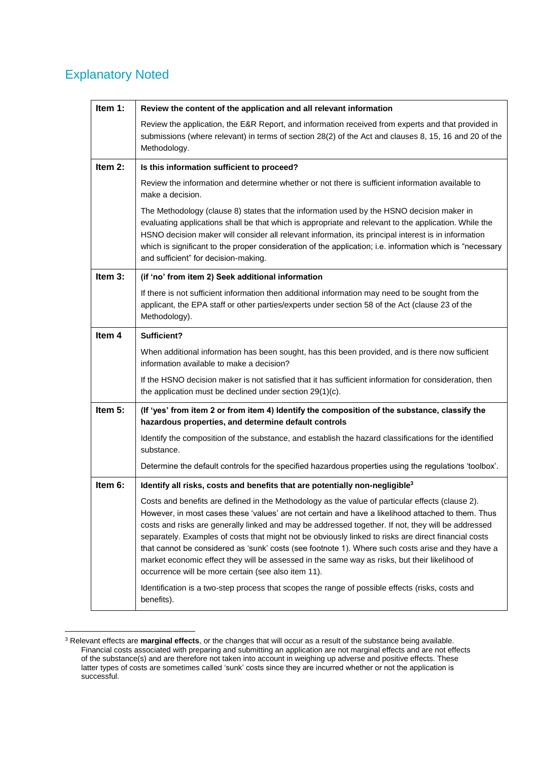## Explanatory Noted

| | |
|---|---|
| **Item 1:** | **Review the content of the application and all relevant information**<br><br>Review the application, the E&R Report, and information received from experts and that provided in submissions (where relevant) in terms of section 28(2) of the Act and clauses 8, 15, 16 and 20 of the Methodology. |
| **Item 2:** | **Is this information sufficient to proceed?**<br><br>Review the information and determine whether or not there is sufficient information available to make a decision.<br><br>The Methodology (clause 8) states that the information used by the HSNO decision maker in evaluating applications shall be that which is appropriate and relevant to the application. While the HSNO decision maker will consider all relevant information, its principal interest is in information which is significant to the proper consideration of the application; i.e. information which is "necessary and sufficient" for decision-making. |
| **Item 3:** | **(if 'no' from item 2) Seek additional information**<br><br>If there is not sufficient information then additional information may need to be sought from the applicant, the EPA staff or other parties/experts under section 58 of the Act (clause 23 of the Methodology). |
| **Item 4** | **Sufficient?**<br><br>When additional information has been sought, has this been provided, and is there now sufficient information available to make a decision?<br><br>If the HSNO decision maker is not satisfied that it has sufficient information for consideration, then the application must be declined under section 29(1)(c). |
| **Item 5:** | **(If 'yes' from item 2 or from item 4) Identify the composition of the substance, classify the hazardous properties, and determine default controls**<br><br>Identify the composition of the substance, and establish the hazard classifications for the identified substance.<br><br>Determine the default controls for the specified hazardous properties using the regulations 'toolbox'. |
| **Item 6:** | **Identify all risks, costs and benefits that are potentially non-negligible[3]**<br><br>Costs and benefits are defined in the Methodology as the value of particular effects (clause 2). However, in most cases these 'values' are not certain and have a likelihood attached to them. Thus costs and risks are generally linked and may be addressed together. If not, they will be addressed separately. Examples of costs that might not be obviously linked to risks are direct financial costs that cannot be considered as 'sunk' costs (see footnote 1). Where such costs arise and they have a market economic effect they will be assessed in the same way as risks, but their likelihood of occurrence will be more certain (see also item 11).<br><br>Identification is a two-step process that scopes the range of possible effects (risks, costs and benefits). |

[3] Relevant effects are **marginal effects**, or the changes that will occur as a result of the substance being available. Financial costs associated with preparing and submitting an application are not marginal effects and are not effects of the substance(s) and are therefore not taken into account in weighing up adverse and positive effects. These latter types of costs are sometimes called 'sunk' costs since they are incurred whether or not the application is successful.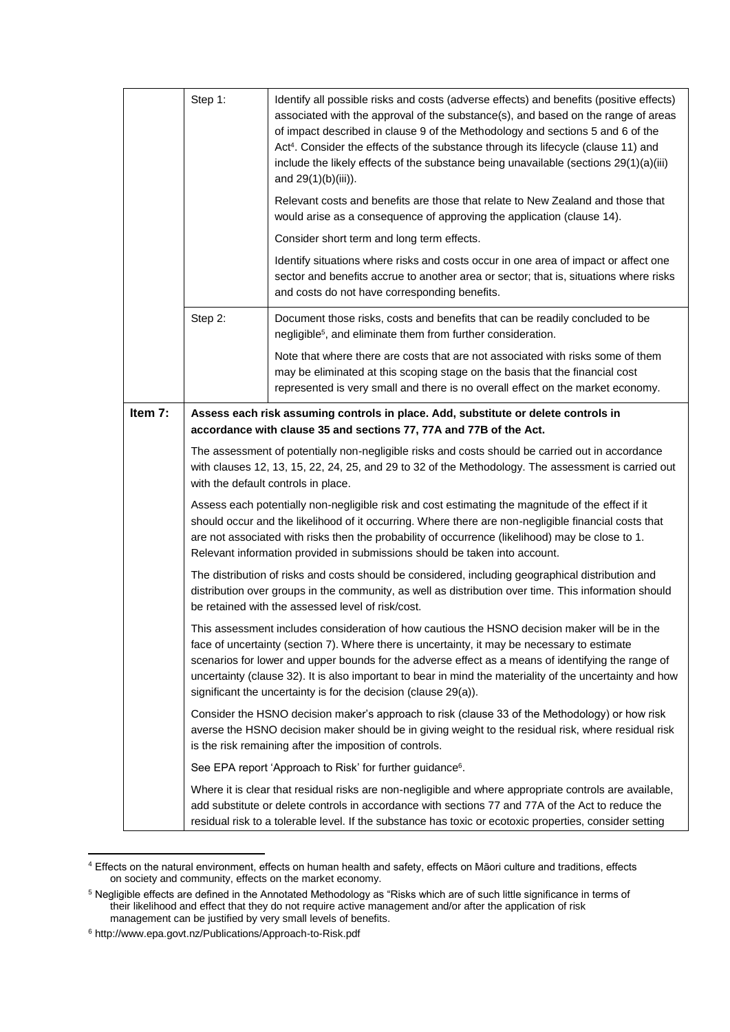| | | |
|---|---|---|
| | Step 1: | Identify all possible risks and costs (adverse effects) and benefits (positive effects) associated with the approval of the substance(s), and based on the range of areas of impact described in clause 9 of the Methodology and sections 5 and 6 of the Act[4]. Consider the effects of the substance through its lifecycle (clause 11) and include the likely effects of the substance being unavailable (sections 29(1)(a)(iii) and 29(1)(b)(iii)).<br><br>Relevant costs and benefits are those that relate to New Zealand and those that would arise as a consequence of approving the application (clause 14).<br><br>Consider short term and long term effects.<br><br>Identify situations where risks and costs occur in one area of impact or affect one sector and benefits accrue to another area or sector; that is, situations where risks and costs do not have corresponding benefits. |
| | Step 2: | Document those risks, costs and benefits that can be readily concluded to be negligible[5], and eliminate them from further consideration.<br><br>Note that where there are costs that are not associated with risks some of them may be eliminated at this scoping stage on the basis that the financial cost represented is very small and there is no overall effect on the market economy. |
| **Item 7:** | **Assess each risk assuming controls in place. Add, substitute or delete controls in accordance with clause 35 and sections 77, 77A and 77B of the Act.**<br><br>The assessment of potentially non-negligible risks and costs should be carried out in accordance with clauses 12, 13, 15, 22, 24, 25, and 29 to 32 of the Methodology. The assessment is carried out with the default controls in place.<br><br>Assess each potentially non-negligible risk and cost estimating the magnitude of the effect if it should occur and the likelihood of it occurring. Where there are non-negligible financial costs that are not associated with risks then the probability of occurrence (likelihood) may be close to 1. Relevant information provided in submissions should be taken into account.<br><br>The distribution of risks and costs should be considered, including geographical distribution and distribution over groups in the community, as well as distribution over time. This information should be retained with the assessed level of risk/cost.<br><br>This assessment includes consideration of how cautious the HSNO decision maker will be in the face of uncertainty (section 7). Where there is uncertainty, it may be necessary to estimate scenarios for lower and upper bounds for the adverse effect as a means of identifying the range of uncertainty (clause 32). It is also important to bear in mind the materiality of the uncertainty and how significant the uncertainty is for the decision (clause 29(a)).<br><br>Consider the HSNO decision maker's approach to risk (clause 33 of the Methodology) or how risk averse the HSNO decision maker should be in giving weight to the residual risk, where residual risk is the risk remaining after the imposition of controls.<br><br>See EPA report 'Approach to Risk' for further guidance[6].<br><br>Where it is clear that residual risks are non-negligible and where appropriate controls are available, add substitute or delete controls in accordance with sections 77 and 77A of the Act to reduce the residual risk to a tolerable level. If the substance has toxic or ecotoxic properties, consider setting | |

[4] Effects on the natural environment, effects on human health and safety, effects on Māori culture and traditions, effects on society and community, effects on the market economy.

[5] Negligible effects are defined in the Annotated Methodology as "Risks which are of such little significance in terms of their likelihood and effect that they do not require active management and/or after the application of risk management can be justified by very small levels of benefits.

[6] http://www.epa.govt.nz/Publications/Approach-to-Risk.pdf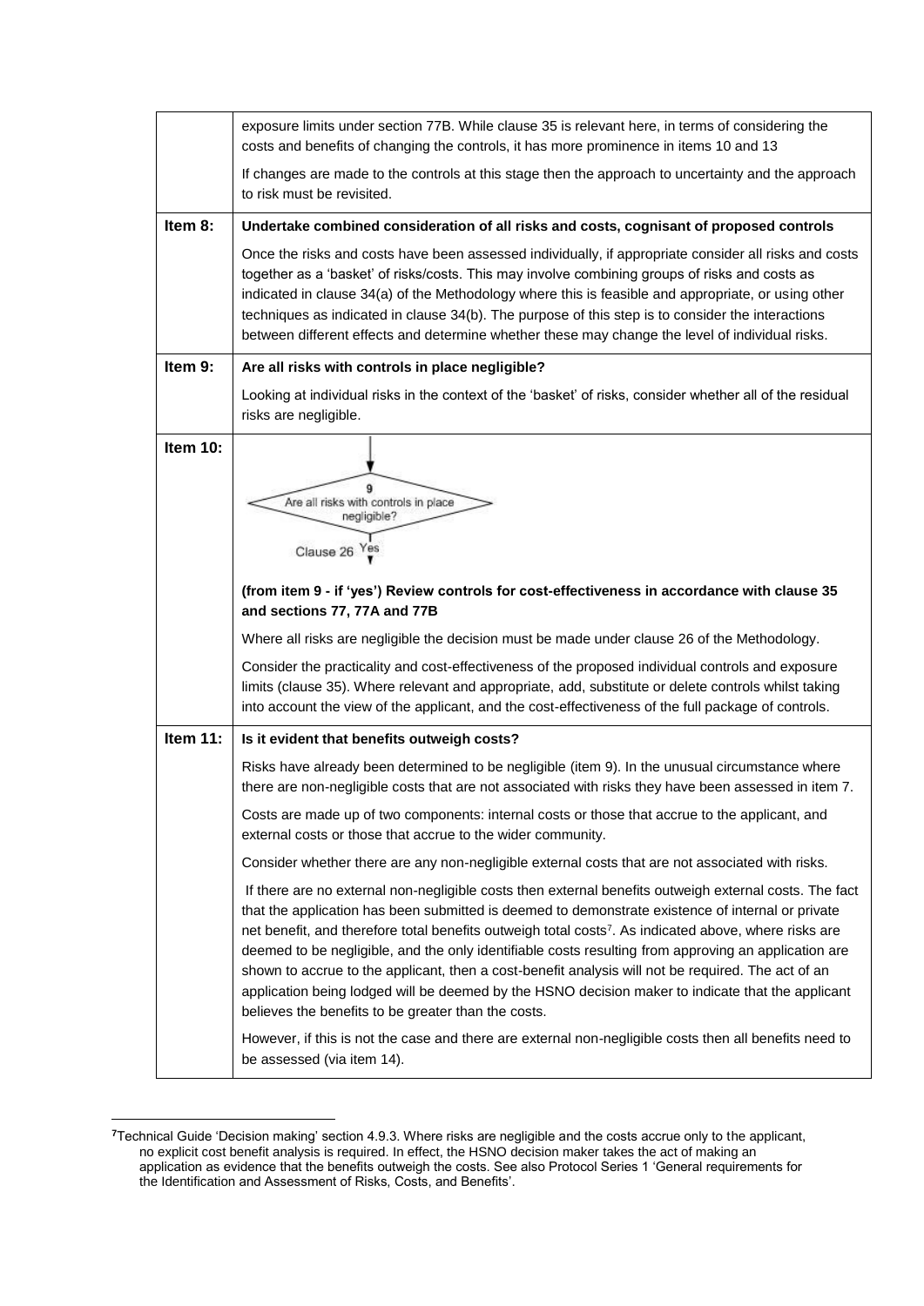| | |
|---|---|
| | exposure limits under section 77B. While clause 35 is relevant here, in terms of considering the costs and benefits of changing the controls, it has more prominence in items 10 and 13<br><br>If changes are made to the controls at this stage then the approach to uncertainty and the approach to risk must be revisited. |
| **Item 8:** | **Undertake combined consideration of all risks and costs, cognisant of proposed controls**<br><br>Once the risks and costs have been assessed individually, if appropriate consider all risks and costs together as a 'basket' of risks/costs. This may involve combining groups of risks and costs as indicated in clause 34(a) of the Methodology where this is feasible and appropriate, or using other techniques as indicated in clause 34(b). The purpose of this step is to consider the interactions between different effects and determine whether these may change the level of individual risks. |
| **Item 9:** | **Are all risks with controls in place negligible?**<br><br>Looking at individual risks in the context of the 'basket' of risks, consider whether all of the residual risks are negligible. |
| **Item 10:** | 9<br>Are all risks with controls in place negligible?<br>Clause 26 Yes<br><br>**(from item 9 - if 'yes') Review controls for cost-effectiveness in accordance with clause 35 and sections 77, 77A and 77B**<br><br>Where all risks are negligible the decision must be made under clause 26 of the Methodology.<br><br>Consider the practicality and cost-effectiveness of the proposed individual controls and exposure limits (clause 35). Where relevant and appropriate, add, substitute or delete controls whilst taking into account the view of the applicant, and the cost-effectiveness of the full package of controls. |
| **Item 11:** | **Is it evident that benefits outweigh costs?**<br><br>Risks have already been determined to be negligible (item 9). In the unusual circumstance where there are non-negligible costs that are not associated with risks they have been assessed in item 7.<br><br>Costs are made up of two components: internal costs or those that accrue to the applicant, and external costs or those that accrue to the wider community.<br><br>Consider whether there are any non-negligible external costs that are not associated with risks.<br><br>If there are no external non-negligible costs then external benefits outweigh external costs. The fact that the application has been submitted is deemed to demonstrate existence of internal or private net benefit, and therefore total benefits outweigh total costs[7]. As indicated above, where risks are deemed to be negligible, and the only identifiable costs resulting from approving an application are shown to accrue to the applicant, then a cost-benefit analysis will not be required. The act of an application being lodged will be deemed by the HSNO decision maker to indicate that the applicant believes the benefits to be greater than the costs.<br><br>However, if this is not the case and there are external non-negligible costs then all benefits need to be assessed (via item 14). |

[7] Technical Guide 'Decision making' section 4.9.3. Where risks are negligible and the costs accrue only to the applicant, no explicit cost benefit analysis is required. In effect, the HSNO decision maker takes the act of making an application as evidence that the benefits outweigh the costs. See also Protocol Series 1 'General requirements for the Identification and Assessment of Risks, Costs, and Benefits'.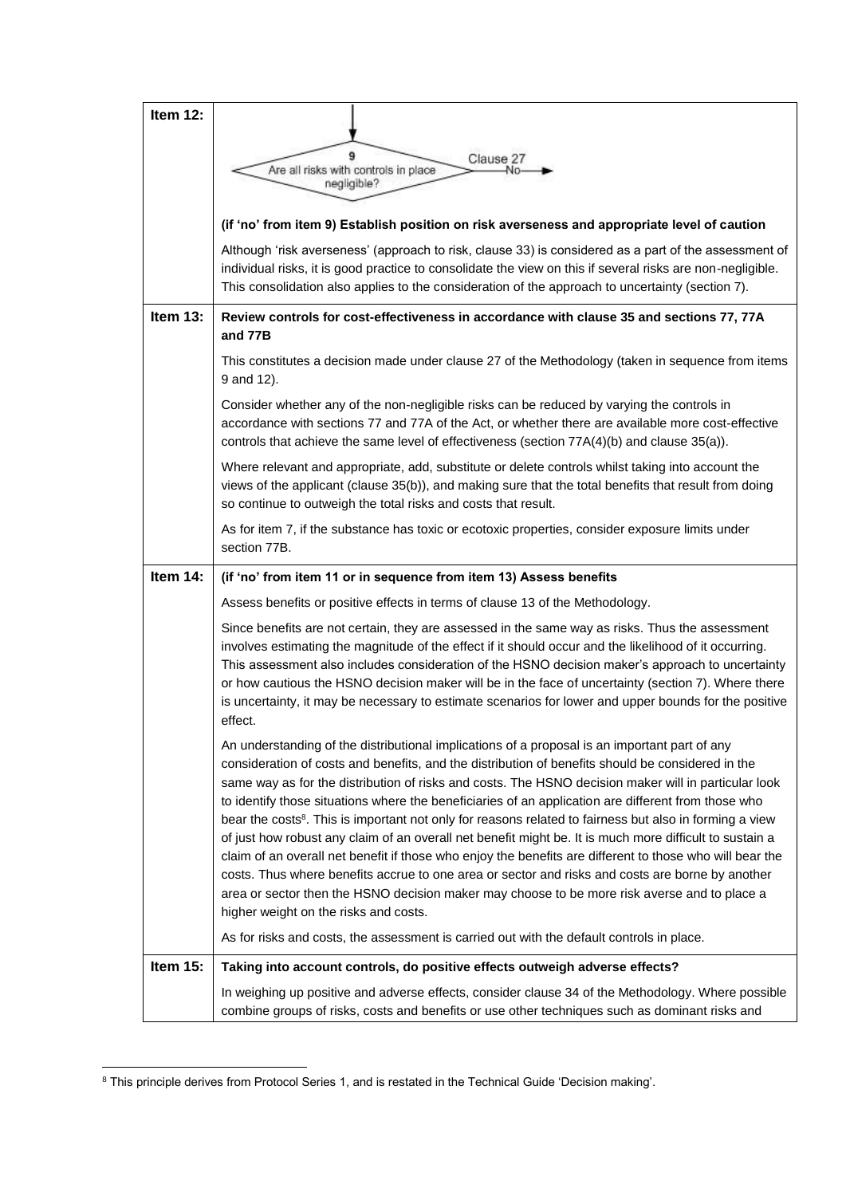| | |
|---|---|
| **Item 12:** | 9 Are all risks with controls in place negligible? Clause 27 No<br><br>**(if 'no' from item 9) Establish position on risk averseness and appropriate level of caution**<br><br>Although 'risk averseness' (approach to risk, clause 33) is considered as a part of the assessment of individual risks, it is good practice to consolidate the view on this if several risks are non-negligible. This consolidation also applies to the consideration of the approach to uncertainty (section 7). |
| **Item 13:** | **Review controls for cost-effectiveness in accordance with clause 35 and sections 77, 77A and 77B**<br><br>This constitutes a decision made under clause 27 of the Methodology (taken in sequence from items 9 and 12).<br><br>Consider whether any of the non-negligible risks can be reduced by varying the controls in accordance with sections 77 and 77A of the Act, or whether there are available more cost-effective controls that achieve the same level of effectiveness (section 77A(4)(b) and clause 35(a)).<br><br>Where relevant and appropriate, add, substitute or delete controls whilst taking into account the views of the applicant (clause 35(b)), and making sure that the total benefits that result from doing so continue to outweigh the total risks and costs that result.<br><br>As for item 7, if the substance has toxic or ecotoxic properties, consider exposure limits under section 77B. |
| **Item 14:** | **(if 'no' from item 11 or in sequence from item 13) Assess benefits**<br><br>Assess benefits or positive effects in terms of clause 13 of the Methodology.<br><br>Since benefits are not certain, they are assessed in the same way as risks. Thus the assessment involves estimating the magnitude of the effect if it should occur and the likelihood of it occurring. This assessment also includes consideration of the HSNO decision maker's approach to uncertainty or how cautious the HSNO decision maker will be in the face of uncertainty (section 7). Where there is uncertainty, it may be necessary to estimate scenarios for lower and upper bounds for the positive effect.<br><br>An understanding of the distributional implications of a proposal is an important part of any consideration of costs and benefits, and the distribution of benefits should be considered in the same way as for the distribution of risks and costs. The HSNO decision maker will in particular look to identify those situations where the beneficiaries of an application are different from those who bear the costs[8]. This is important not only for reasons related to fairness but also in forming a view of just how robust any claim of an overall net benefit might be. It is much more difficult to sustain a claim of an overall net benefit if those who enjoy the benefits are different to those who will bear the costs. Thus where benefits accrue to one area or sector and risks and costs are borne by another area or sector then the HSNO decision maker may choose to be more risk averse and to place a higher weight on the risks and costs.<br><br>As for risks and costs, the assessment is carried out with the default controls in place. |
| **Item 15:** | **Taking into account controls, do positive effects outweigh adverse effects?**<br><br>In weighing up positive and adverse effects, consider clause 34 of the Methodology. Where possible combine groups of risks, costs and benefits or use other techniques such as dominant risks and |

[8] This principle derives from Protocol Series 1, and is restated in the Technical Guide 'Decision making'.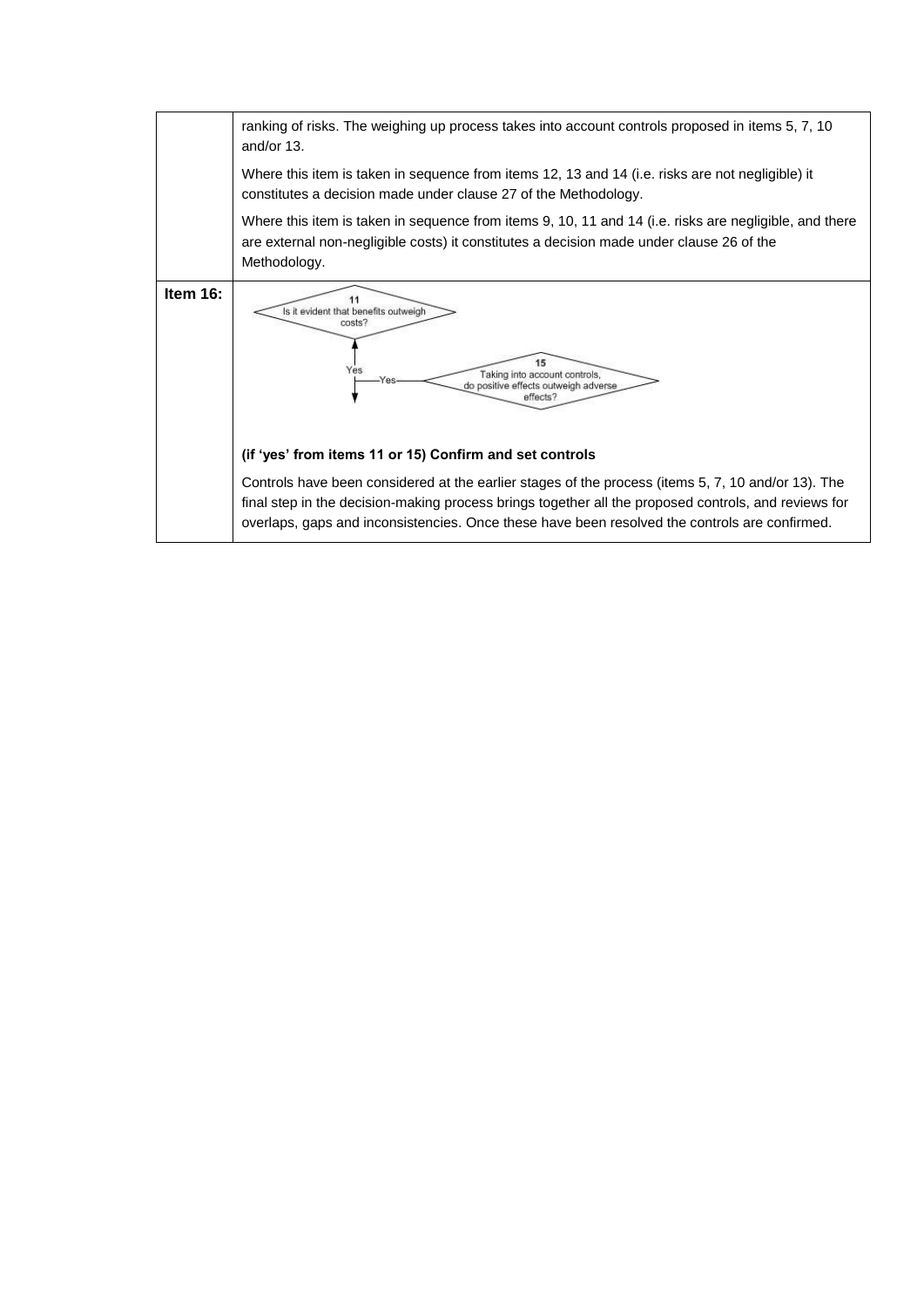| | |
|---|---|
| | ranking of risks. The weighing up process takes into account controls proposed in items 5, 7, 10 and/or 13.<br><br>Where this item is taken in sequence from items 12, 13 and 14 (i.e. risks are not negligible) it constitutes a decision made under clause 27 of the Methodology.<br><br>Where this item is taken in sequence from items 9, 10, 11 and 14 (i.e. risks are negligible, and there are external non-negligible costs) it constitutes a decision made under clause 26 of the Methodology. |
| **Item 16:** | 11 Is it evident that benefits outweigh costs?<br>Yes<br>Yes<br>15 Taking into account controls, do positive effects outweigh adverse effects?<br><br>**(if 'yes' from items 11 or 15) Confirm and set controls**<br><br>Controls have been considered at the earlier stages of the process (items 5, 7, 10 and/or 13). The final step in the decision-making process brings together all the proposed controls, and reviews for overlaps, gaps and inconsistencies. Once these have been resolved the controls are confirmed. |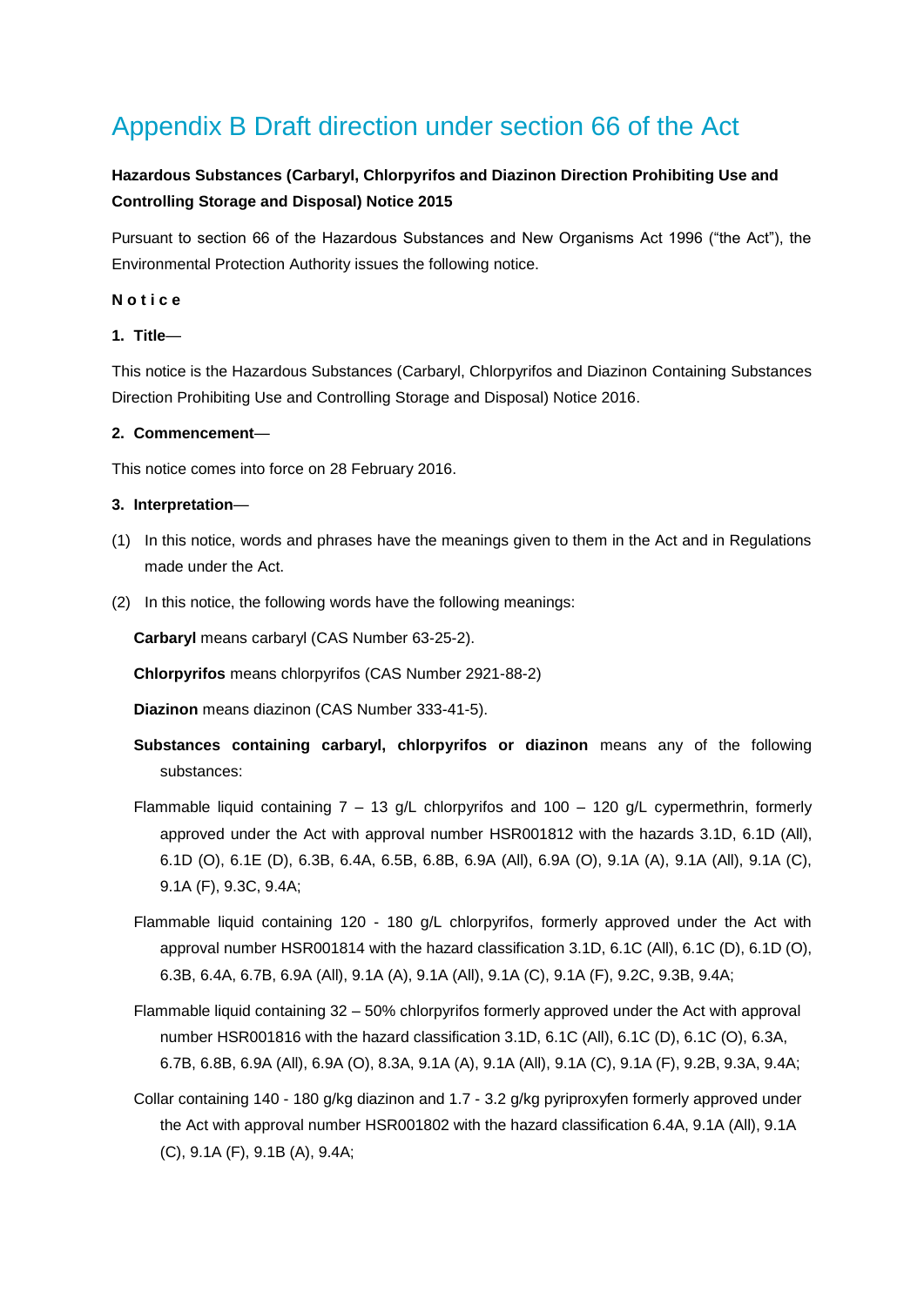# Appendix B Draft direction under section 66 of the Act

**Hazardous Substances (Carbaryl, Chlorpyrifos and Diazinon Direction Prohibiting Use and Controlling Storage and Disposal) Notice 2015**

Pursuant to section 66 of the Hazardous Substances and New Organisms Act 1996 ("the Act"), the Environmental Protection Authority issues the following notice.

**N o t i c e**

**1. Title—**

This notice is the Hazardous Substances (Carbaryl, Chlorpyrifos and Diazinon Containing Substances Direction Prohibiting Use and Controlling Storage and Disposal) Notice 2016.

**2. Commencement—**

This notice comes into force on 28 February 2016.

**3. Interpretation—**

(1) In this notice, words and phrases have the meanings given to them in the Act and in Regulations made under the Act.

(2) In this notice, the following words have the following meanings:

**Carbaryl** means carbaryl (CAS Number 63-25-2).

**Chlorpyrifos** means chlorpyrifos (CAS Number 2921-88-2)

**Diazinon** means diazinon (CAS Number 333-41-5).

**Substances containing carbaryl, chlorpyrifos or diazinon** means any of the following substances:

Flammable liquid containing 7 – 13 g/L chlorpyrifos and 100 – 120 g/L cypermethrin, formerly approved under the Act with approval number HSR001812 with the hazards 3.1D, 6.1D (All), 6.1D (O), 6.1E (D), 6.3B, 6.4A, 6.5B, 6.8B, 6.9A (All), 6.9A (O), 9.1A (A), 9.1A (All), 9.1A (C), 9.1A (F), 9.3C, 9.4A;

Flammable liquid containing 120 - 180 g/L chlorpyrifos, formerly approved under the Act with approval number HSR001814 with the hazard classification 3.1D, 6.1C (All), 6.1C (D), 6.1D (O), 6.3B, 6.4A, 6.7B, 6.9A (All), 9.1A (A), 9.1A (All), 9.1A (C), 9.1A (F), 9.2C, 9.3B, 9.4A;

Flammable liquid containing 32 – 50% chlorpyrifos formerly approved under the Act with approval number HSR001816 with the hazard classification 3.1D, 6.1C (All), 6.1C (D), 6.1C (O), 6.3A, 6.7B, 6.8B, 6.9A (All), 6.9A (O), 8.3A, 9.1A (A), 9.1A (All), 9.1A (C), 9.1A (F), 9.2B, 9.3A, 9.4A;

Collar containing 140 - 180 g/kg diazinon and 1.7 - 3.2 g/kg pyriproxyfen formerly approved under the Act with approval number HSR001802 with the hazard classification 6.4A, 9.1A (All), 9.1A (C), 9.1A (F), 9.1B (A), 9.4A;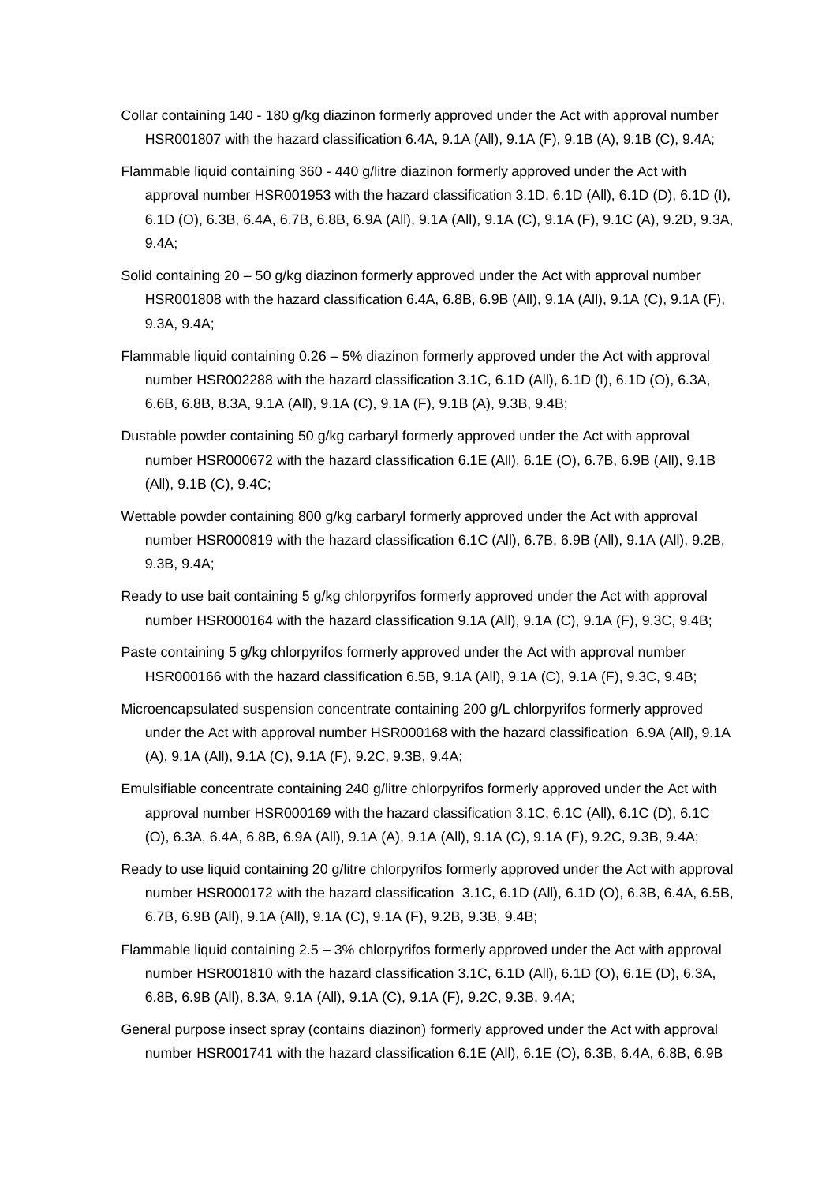Collar containing 140 - 180 g/kg diazinon formerly approved under the Act with approval number HSR001807 with the hazard classification 6.4A, 9.1A (All), 9.1A (F), 9.1B (A), 9.1B (C), 9.4A;

Flammable liquid containing 360 - 440 g/litre diazinon formerly approved under the Act with approval number HSR001953 with the hazard classification 3.1D, 6.1D (All), 6.1D (D), 6.1D (I), 6.1D (O), 6.3B, 6.4A, 6.7B, 6.8B, 6.9A (All), 9.1A (All), 9.1A (C), 9.1A (F), 9.1C (A), 9.2D, 9.3A, 9.4A;

Solid containing 20 – 50 g/kg diazinon formerly approved under the Act with approval number HSR001808 with the hazard classification 6.4A, 6.8B, 6.9B (All), 9.1A (All), 9.1A (C), 9.1A (F), 9.3A, 9.4A;

Flammable liquid containing 0.26 – 5% diazinon formerly approved under the Act with approval number HSR002288 with the hazard classification 3.1C, 6.1D (All), 6.1D (I), 6.1D (O), 6.3A, 6.6B, 6.8B, 8.3A, 9.1A (All), 9.1A (C), 9.1A (F), 9.1B (A), 9.3B, 9.4B;

Dustable powder containing 50 g/kg carbaryl formerly approved under the Act with approval number HSR000672 with the hazard classification 6.1E (All), 6.1E (O), 6.7B, 6.9B (All), 9.1B (All), 9.1B (C), 9.4C;

Wettable powder containing 800 g/kg carbaryl formerly approved under the Act with approval number HSR000819 with the hazard classification 6.1C (All), 6.7B, 6.9B (All), 9.1A (All), 9.2B, 9.3B, 9.4A;

Ready to use bait containing 5 g/kg chlorpyrifos formerly approved under the Act with approval number HSR000164 with the hazard classification 9.1A (All), 9.1A (C), 9.1A (F), 9.3C, 9.4B;

Paste containing 5 g/kg chlorpyrifos formerly approved under the Act with approval number HSR000166 with the hazard classification 6.5B, 9.1A (All), 9.1A (C), 9.1A (F), 9.3C, 9.4B;

Microencapsulated suspension concentrate containing 200 g/L chlorpyrifos formerly approved under the Act with approval number HSR000168 with the hazard classification 6.9A (All), 9.1A (A), 9.1A (All), 9.1A (C), 9.1A (F), 9.2C, 9.3B, 9.4A;

Emulsifiable concentrate containing 240 g/litre chlorpyrifos formerly approved under the Act with approval number HSR000169 with the hazard classification 3.1C, 6.1C (All), 6.1C (D), 6.1C (O), 6.3A, 6.4A, 6.8B, 6.9A (All), 9.1A (A), 9.1A (All), 9.1A (C), 9.1A (F), 9.2C, 9.3B, 9.4A;

Ready to use liquid containing 20 g/litre chlorpyrifos formerly approved under the Act with approval number HSR000172 with the hazard classification 3.1C, 6.1D (All), 6.1D (O), 6.3B, 6.4A, 6.5B, 6.7B, 6.9B (All), 9.1A (All), 9.1A (C), 9.1A (F), 9.2B, 9.3B, 9.4B;

Flammable liquid containing 2.5 – 3% chlorpyrifos formerly approved under the Act with approval number HSR001810 with the hazard classification 3.1C, 6.1D (All), 6.1D (O), 6.1E (D), 6.3A, 6.8B, 6.9B (All), 8.3A, 9.1A (All), 9.1A (C), 9.1A (F), 9.2C, 9.3B, 9.4A;

General purpose insect spray (contains diazinon) formerly approved under the Act with approval number HSR001741 with the hazard classification 6.1E (All), 6.1E (O), 6.3B, 6.4A, 6.8B, 6.9B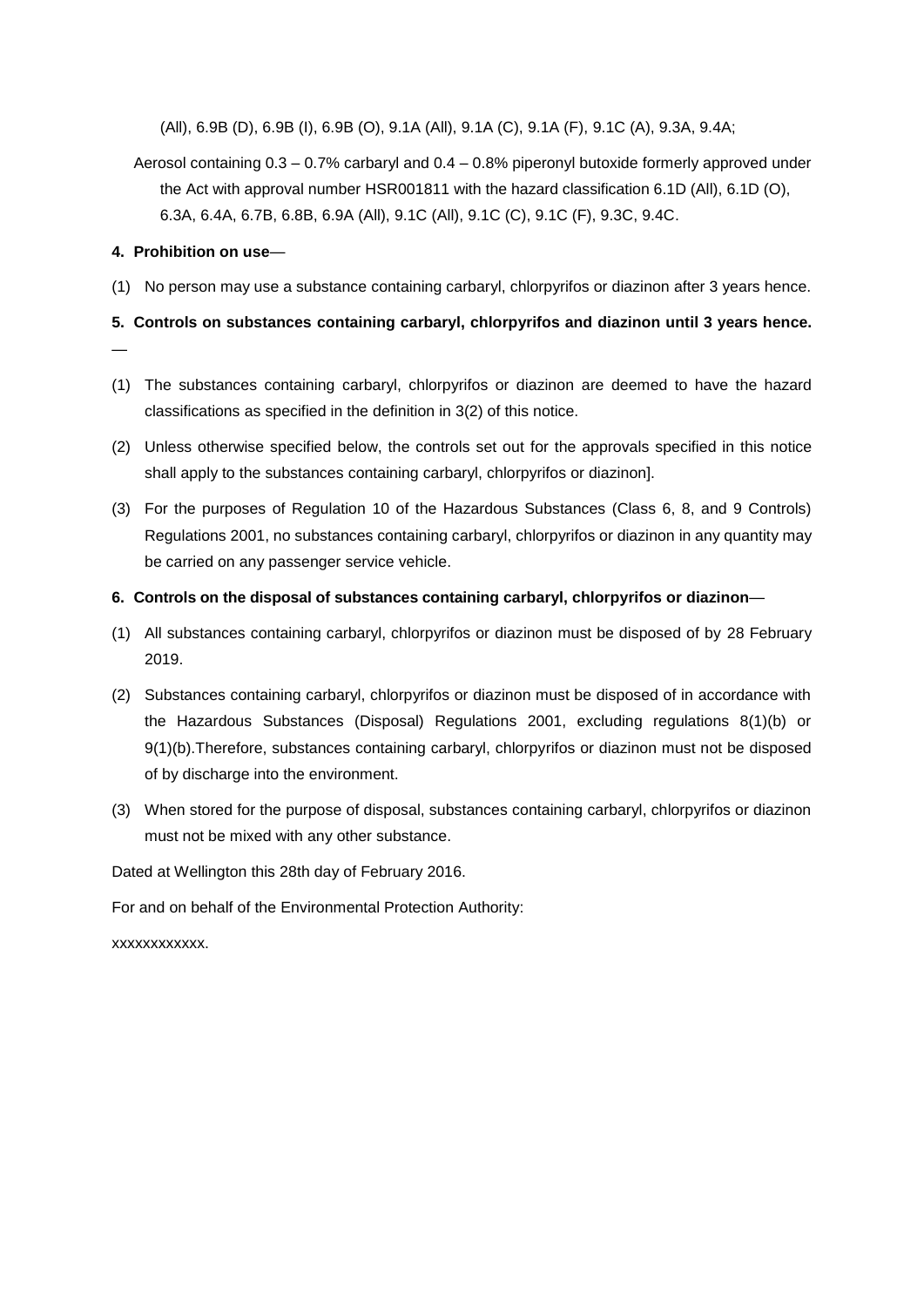(All), 6.9B (D), 6.9B (I), 6.9B (O), 9.1A (All), 9.1A (C), 9.1A (F), 9.1C (A), 9.3A, 9.4A;

Aerosol containing 0.3 – 0.7% carbaryl and 0.4 – 0.8% piperonyl butoxide formerly approved under the Act with approval number HSR001811 with the hazard classification 6.1D (All), 6.1D (O), 6.3A, 6.4A, 6.7B, 6.8B, 6.9A (All), 9.1C (All), 9.1C (C), 9.1C (F), 9.3C, 9.4C.

**4. Prohibition on use**—

(1) No person may use a substance containing carbaryl, chlorpyrifos or diazinon after 3 years hence.

**5. Controls on substances containing carbaryl, chlorpyrifos and diazinon until 3 years hence.**—

(1) The substances containing carbaryl, chlorpyrifos or diazinon are deemed to have the hazard classifications as specified in the definition in 3(2) of this notice.

(2) Unless otherwise specified below, the controls set out for the approvals specified in this notice shall apply to the substances containing carbaryl, chlorpyrifos or diazinon].

(3) For the purposes of Regulation 10 of the Hazardous Substances (Class 6, 8, and 9 Controls) Regulations 2001, no substances containing carbaryl, chlorpyrifos or diazinon in any quantity may be carried on any passenger service vehicle.

**6. Controls on the disposal of substances containing carbaryl, chlorpyrifos or diazinon**—

(1) All substances containing carbaryl, chlorpyrifos or diazinon must be disposed of by 28 February 2019.

(2) Substances containing carbaryl, chlorpyrifos or diazinon must be disposed of in accordance with the Hazardous Substances (Disposal) Regulations 2001, excluding regulations 8(1)(b) or 9(1)(b).Therefore, substances containing carbaryl, chlorpyrifos or diazinon must not be disposed of by discharge into the environment.

(3) When stored for the purpose of disposal, substances containing carbaryl, chlorpyrifos or diazinon must not be mixed with any other substance.

Dated at Wellington this 28th day of February 2016.

For and on behalf of the Environmental Protection Authority:

xxxxxxxxxxxx.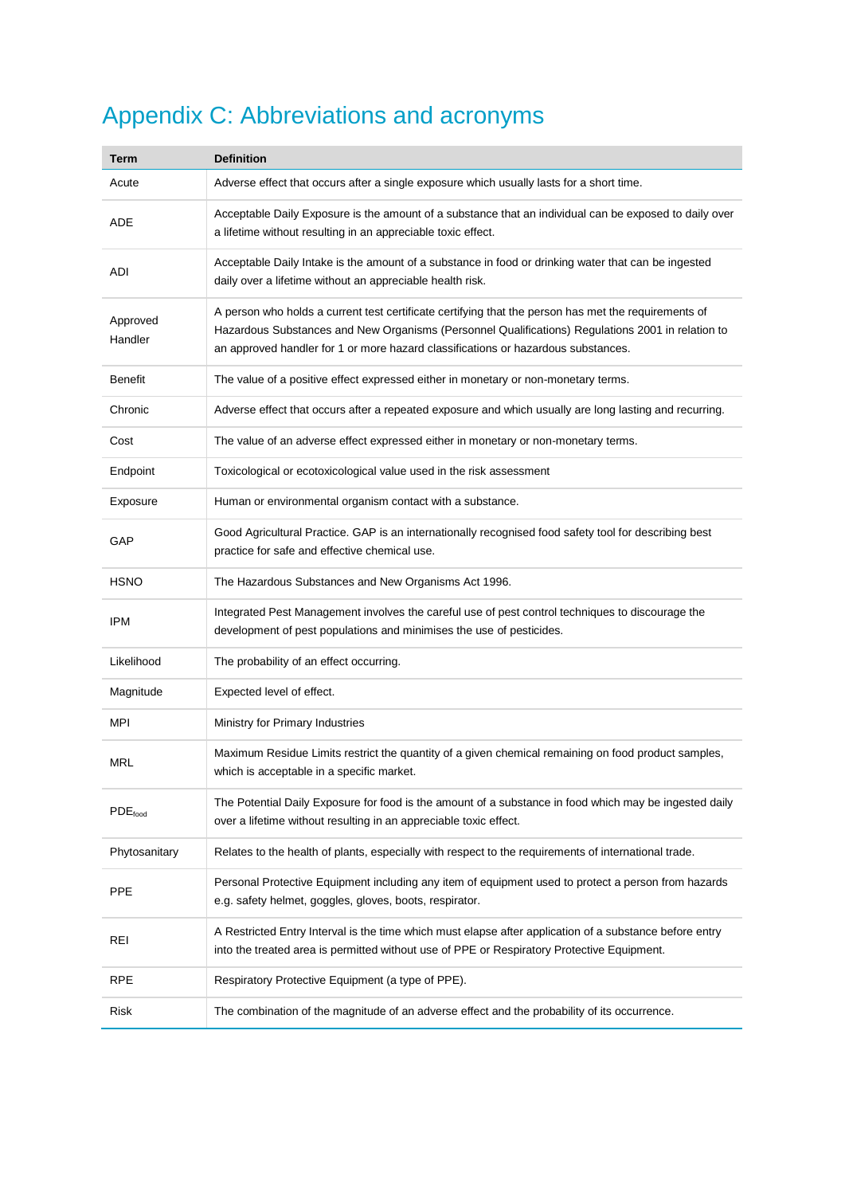# Appendix C: Abbreviations and acronyms

| Term | Definition |
| --- | --- |
| Acute | Adverse effect that occurs after a single exposure which usually lasts for a short time. |
| ADE | Acceptable Daily Exposure is the amount of a substance that an individual can be exposed to daily over a lifetime without resulting in an appreciable toxic effect. |
| ADI | Acceptable Daily Intake is the amount of a substance in food or drinking water that can be ingested daily over a lifetime without an appreciable health risk. |
| Approved Handler | A person who holds a current test certificate certifying that the person has met the requirements of Hazardous Substances and New Organisms (Personnel Qualifications) Regulations 2001 in relation to an approved handler for 1 or more hazard classifications or hazardous substances. |
| Benefit | The value of a positive effect expressed either in monetary or non-monetary terms. |
| Chronic | Adverse effect that occurs after a repeated exposure and which usually are long lasting and recurring. |
| Cost | The value of an adverse effect expressed either in monetary or non-monetary terms. |
| Endpoint | Toxicological or ecotoxicological value used in the risk assessment |
| Exposure | Human or environmental organism contact with a substance. |
| GAP | Good Agricultural Practice. GAP is an internationally recognised food safety tool for describing best practice for safe and effective chemical use. |
| HSNO | The Hazardous Substances and New Organisms Act 1996. |
| IPM | Integrated Pest Management involves the careful use of pest control techniques to discourage the development of pest populations and minimises the use of pesticides. |
| Likelihood | The probability of an effect occurring. |
| Magnitude | Expected level of effect. |
| MPI | Ministry for Primary Industries |
| MRL | Maximum Residue Limits restrict the quantity of a given chemical remaining on food product samples, which is acceptable in a specific market. |
| $PDE_{food}$ | The Potential Daily Exposure for food is the amount of a substance in food which may be ingested daily over a lifetime without resulting in an appreciable toxic effect. |
| Phytosanitary | Relates to the health of plants, especially with respect to the requirements of international trade. |
| PPE | Personal Protective Equipment including any item of equipment used to protect a person from hazards e.g. safety helmet, goggles, gloves, boots, respirator. |
| REI | A Restricted Entry Interval is the time which must elapse after application of a substance before entry into the treated area is permitted without use of PPE or Respiratory Protective Equipment. |
| RPE | Respiratory Protective Equipment (a type of PPE). |
| Risk | The combination of the magnitude of an adverse effect and the probability of its occurrence. |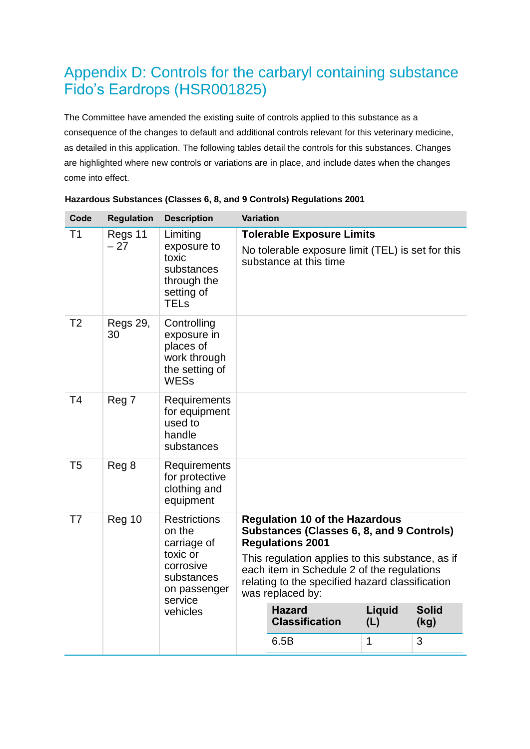# Appendix D: Controls for the carbaryl containing substance Fido's Eardrops (HSR001825)

The Committee have amended the existing suite of controls applied to this substance as a consequence of the changes to default and additional controls relevant for this veterinary medicine, as detailed in this application. The following tables detail the controls for this substances. Changes are highlighted where new controls or variations are in place, and include dates when the changes come into effect.

**Hazardous Substances (Classes 6, 8, and 9 Controls) Regulations 2001**

| Code | Regulation | Description | Variation |
|---|---|---|---|
| T1 | Regs 11 – 27 | Limiting exposure to toxic substances through the setting of TELs | **Tolerable Exposure Limits**<br>No tolerable exposure limit (TEL) is set for this substance at this time |
| T2 | Regs 29, 30 | Controlling exposure in places of work through the setting of WESs | |
| T4 | Reg 7 | Requirements for equipment used to handle substances | |
| T5 | Reg 8 | Requirements for protective clothing and equipment | |
| T7 | Reg 10 | Restrictions on the carriage of toxic or corrosive substances on passenger service vehicles | **Regulation 10 of the Hazardous Substances (Classes 6, 8, and 9 Controls) Regulations 2001**<br>This regulation applies to this substance, as if each item in Schedule 2 of the regulations relating to the specified hazard classification was replaced by:<br>**Hazard Classification**: 6.5B; **Liquid (L)**: 1; **Solid (kg)**: 3 |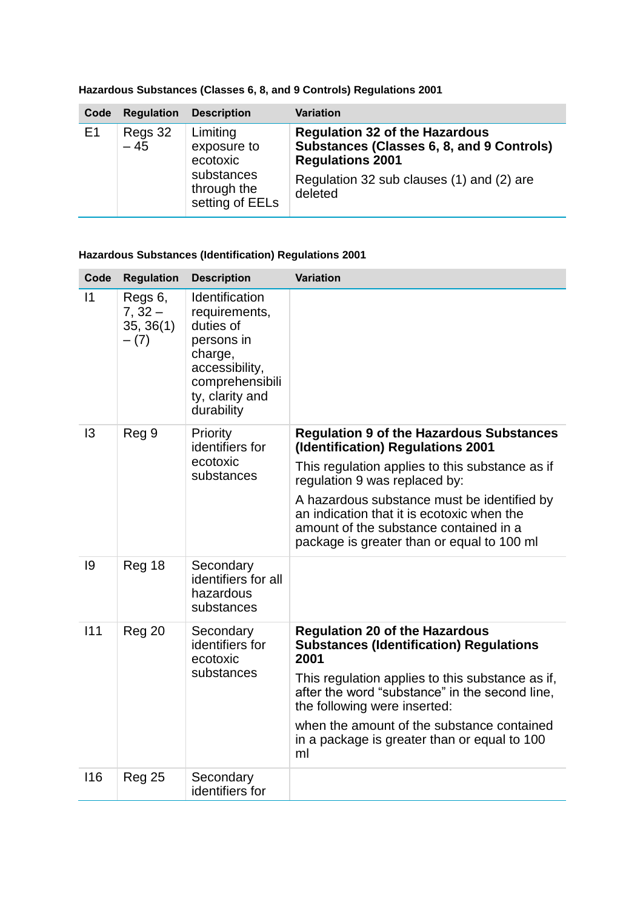**Hazardous Substances (Classes 6, 8, and 9 Controls) Regulations 2001**

| Code | Regulation | Description | Variation |
|---|---|---|---|
| E1 | Regs 32 – 45 | Limiting exposure to ecotoxic substances through the setting of EELs | **Regulation 32 of the Hazardous Substances (Classes 6, 8, and 9 Controls) Regulations 2001**<br><br>Regulation 32 sub clauses (1) and (2) are deleted |

**Hazardous Substances (Identification) Regulations 2001**

| Code | Regulation | Description | Variation |
|---|---|---|---|
| I1 | Regs 6, 7, 32 – 35, 36(1) – (7) | Identification requirements, duties of persons in charge, accessibility, comprehensibility, clarity and durability | |
| I3 | Reg 9 | Priority identifiers for ecotoxic substances | **Regulation 9 of the Hazardous Substances (Identification) Regulations 2001**<br><br>This regulation applies to this substance as if regulation 9 was replaced by:<br><br>A hazardous substance must be identified by an indication that it is ecotoxic when the amount of the substance contained in a package is greater than or equal to 100 ml |
| I9 | Reg 18 | Secondary identifiers for all hazardous substances | |
| I11 | Reg 20 | Secondary identifiers for ecotoxic substances | **Regulation 20 of the Hazardous Substances (Identification) Regulations 2001**<br><br>This regulation applies to this substance as if, after the word “substance” in the second line, the following were inserted:<br><br>when the amount of the substance contained in a package is greater than or equal to 100 ml |
| I16 | Reg 25 | Secondary identifiers for | |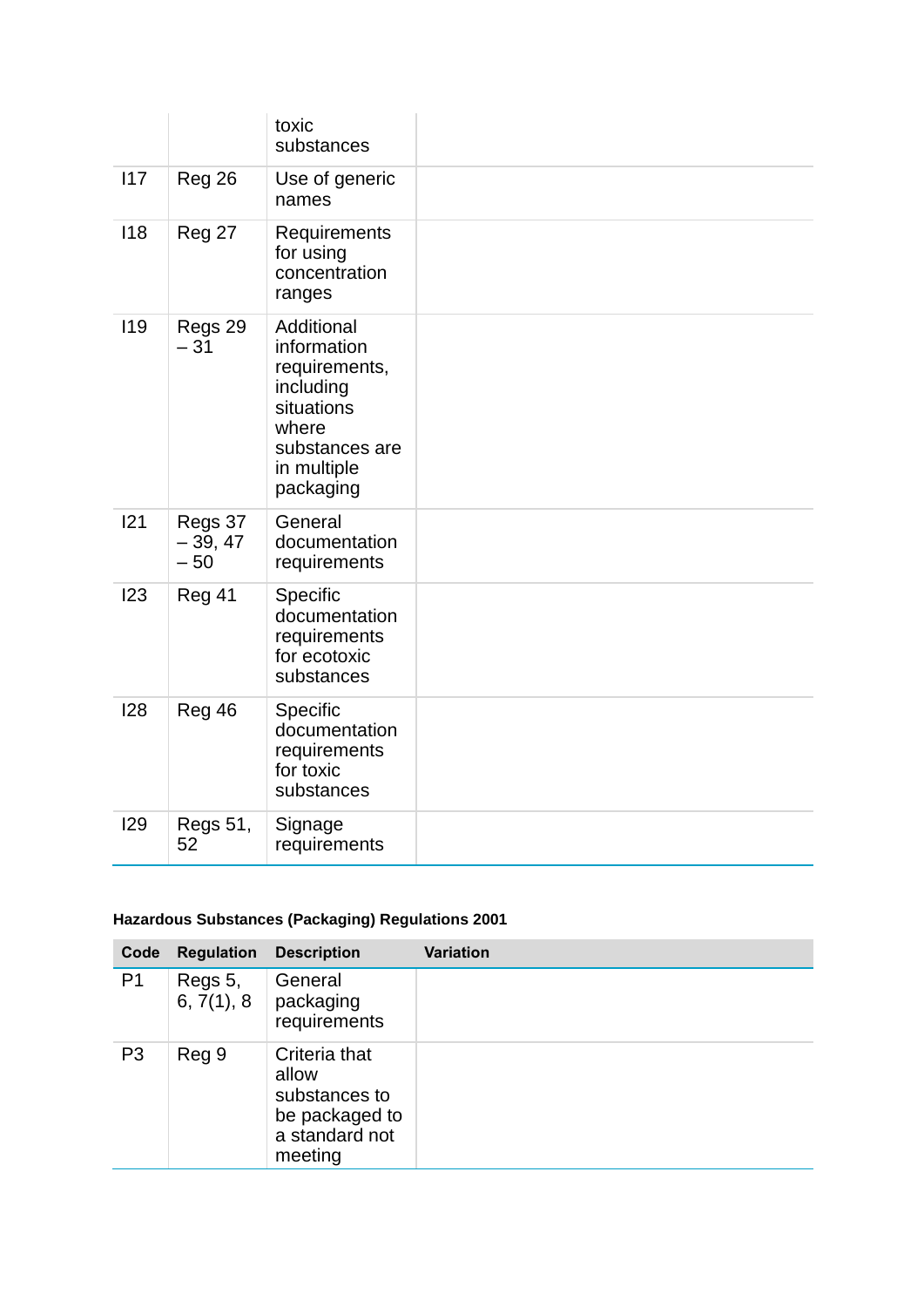| | | | |
|---|---|---|---|
| | | toxic substances | |
| I17 | Reg 26 | Use of generic names | |
| I18 | Reg 27 | Requirements for using concentration ranges | |
| I19 | Regs 29 – 31 | Additional information requirements, including situations where substances are in multiple packaging | |
| I21 | Regs 37 – 39, 47 – 50 | General documentation requirements | |
| I23 | Reg 41 | Specific documentation requirements for ecotoxic substances | |
| I28 | Reg 46 | Specific documentation requirements for toxic substances | |
| I29 | Regs 51, 52 | Signage requirements | |

**Hazardous Substances (Packaging) Regulations 2001**

| Code | Regulation | Description | Variation |
|---|---|---|---|
| P1 | Regs 5, 6, 7(1), 8 | General packaging requirements | |
| P3 | Reg 9 | Criteria that allow substances to be packaged to a standard not meeting | |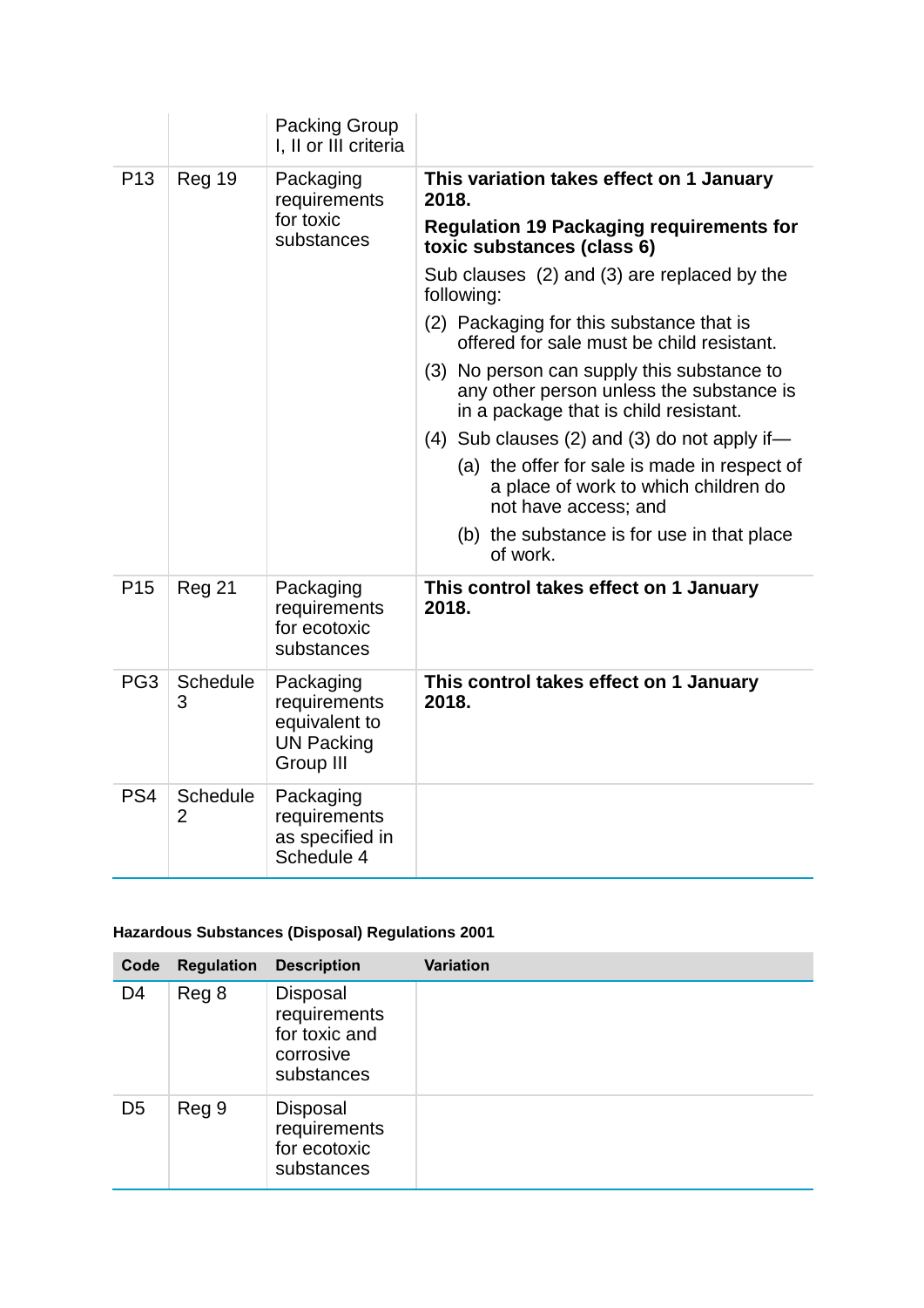| | | | |
|---|---|---|---|
| | | Packing Group I, II or III criteria | |
| P13 | Reg 19 | Packaging requirements for toxic substances | **This variation takes effect on 1 January 2018.** **Regulation 19 Packaging requirements for toxic substances (class 6)** Sub clauses (2) and (3) are replaced by the following: (2) Packaging for this substance that is offered for sale must be child resistant. (3) No person can supply this substance to any other person unless the substance is in a package that is child resistant. (4) Sub clauses (2) and (3) do not apply if— (a) the offer for sale is made in respect of a place of work to which children do not have access; and (b) the substance is for use in that place of work. |
| P15 | Reg 21 | Packaging requirements for ecotoxic substances | **This control takes effect on 1 January 2018.** |
| PG3 | Schedule 3 | Packaging requirements equivalent to UN Packing Group III | **This control takes effect on 1 January 2018.** |
| PS4 | Schedule 2 | Packaging requirements as specified in Schedule 4 | |

**Hazardous Substances (Disposal) Regulations 2001**

| Code | Regulation | Description | Variation |
|---|---|---|---|
| D4 | Reg 8 | Disposal requirements for toxic and corrosive substances | |
| D5 | Reg 9 | Disposal requirements for ecotoxic substances | |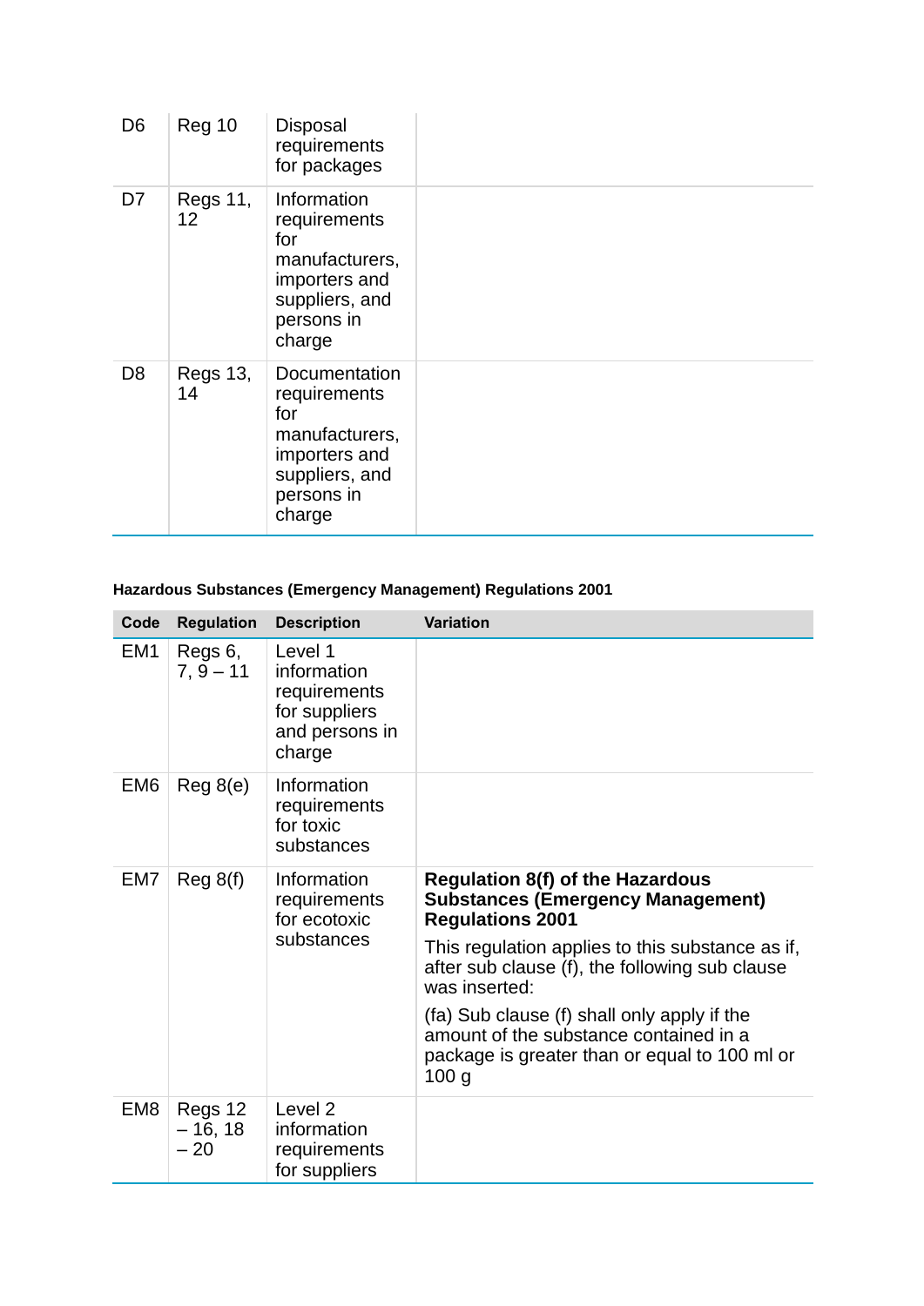| Code | Regulation | Description | Variation |
|---|---|---|---|
| D6 | Reg 10 | Disposal requirements for packages | |
| D7 | Regs 11, 12 | Information requirements for manufacturers, importers and suppliers, and persons in charge | |
| D8 | Regs 13, 14 | Documentation requirements for manufacturers, importers and suppliers, and persons in charge | |

**Hazardous Substances (Emergency Management) Regulations 2001**

| Code | Regulation | Description | Variation |
|---|---|---|---|
| EM1 | Regs 6, 7, 9 – 11 | Level 1 information requirements for suppliers and persons in charge | |
| EM6 | Reg 8(e) | Information requirements for toxic substances | |
| EM7 | Reg 8(f) | Information requirements for ecotoxic substances | **Regulation 8(f) of the Hazardous Substances (Emergency Management) Regulations 2001**<br><br>This regulation applies to this substance as if, after sub clause (f), the following sub clause was inserted:<br><br>(fa) Sub clause (f) shall only apply if the amount of the substance contained in a package is greater than or equal to 100 ml or 100 g |
| EM8 | Regs 12 – 16, 18 – 20 | Level 2 information requirements for suppliers | |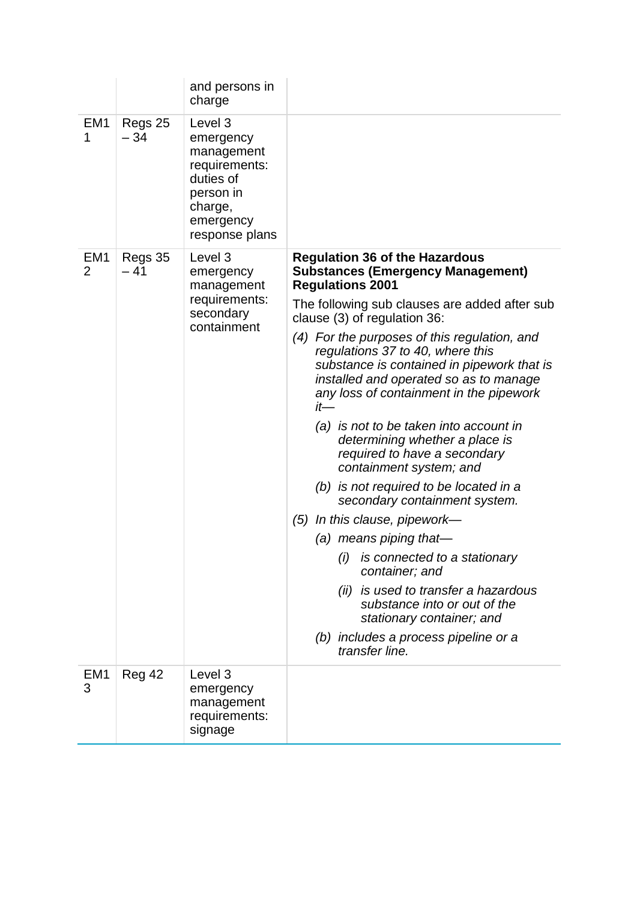| | | | |
|---|---|---|---|
| | | and persons in charge | |
| EM11 | Regs 25 – 34 | Level 3 emergency management requirements: duties of person in charge, emergency response plans | |
| EM12 | Regs 35 – 41 | Level 3 emergency management requirements: secondary containment | **Regulation 36 of the Hazardous Substances (Emergency Management) Regulations 2001**<br>The following sub clauses are added after sub clause (3) of regulation 36:<br>*(4) For the purposes of this regulation, and regulations 37 to 40, where this substance is contained in pipework that is installed and operated so as to manage any loss of containment in the pipework it—*<br>*(a) is not to be taken into account in determining whether a place is required to have a secondary containment system; and*<br>*(b) is not required to be located in a secondary containment system.*<br>*(5) In this clause, pipework—*<br>*(a) means piping that—*<br>*(i) is connected to a stationary container; and*<br>*(ii) is used to transfer a hazardous substance into or out of the stationary container; and*<br>*(b) includes a process pipeline or a transfer line.* |
| EM13 | Reg 42 | Level 3 emergency management requirements: signage | |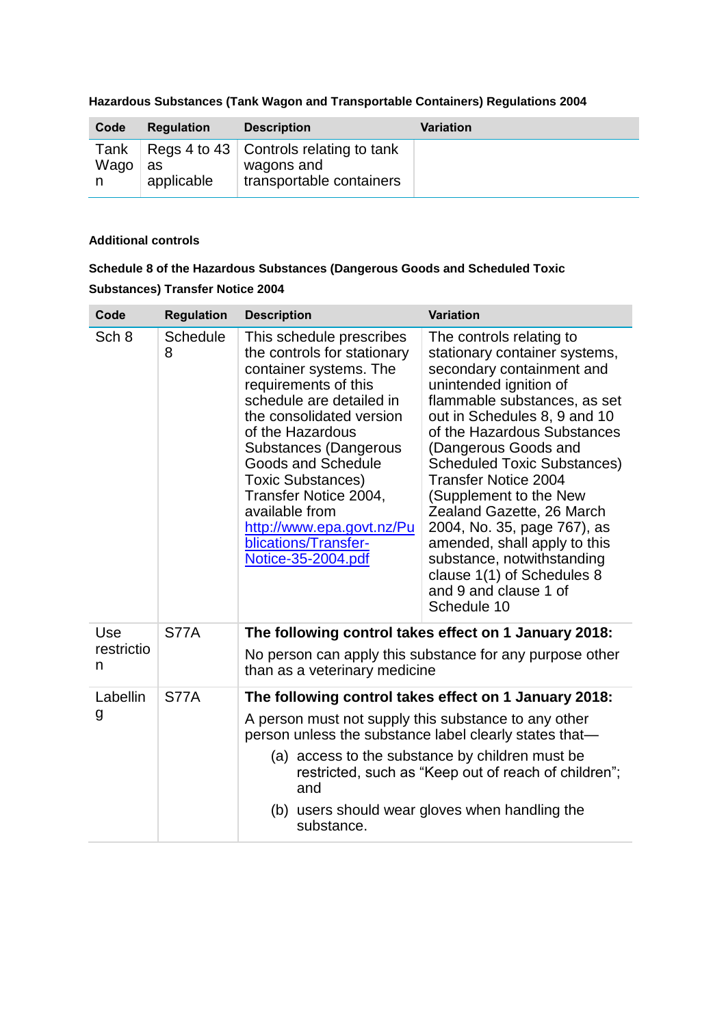**Hazardous Substances (Tank Wagon and Transportable Containers) Regulations 2004**

| Code | Regulation | Description | Variation |
|---|---|---|---|
| Tank Wagon | Regs 4 to 43 as applicable | Controls relating to tank wagons and transportable containers | |

**Additional controls**

**Schedule 8 of the Hazardous Substances (Dangerous Goods and Scheduled Toxic Substances) Transfer Notice 2004**

| Code | Regulation | Description | Variation |
|---|---|---|---|
| Sch 8 | Schedule 8 | This schedule prescribes the controls for stationary container systems. The requirements of this schedule are detailed in the consolidated version of the Hazardous Substances (Dangerous Goods and Schedule Toxic Substances) Transfer Notice 2004, available from http://www.epa.govt.nz/Publications/Transfer-Notice-35-2004.pdf | The controls relating to stationary container systems, secondary containment and unintended ignition of flammable substances, as set out in Schedules 8, 9 and 10 of the Hazardous Substances (Dangerous Goods and Scheduled Toxic Substances) Transfer Notice 2004 (Supplement to the New Zealand Gazette, 26 March 2004, No. 35, page 767), as amended, shall apply to this substance, notwithstanding clause 1(1) of Schedules 8 and 9 and clause 1 of Schedule 10 |
| Use restriction | S77A | **The following control takes effect on 1 January 2018:** No person can apply this substance for any purpose other than as a veterinary medicine | |
| Labelling | S77A | **The following control takes effect on 1 January 2018:** A person must not supply this substance to any other person unless the substance label clearly states that— (a) access to the substance by children must be restricted, such as "Keep out of reach of children"; and (b) users should wear gloves when handling the substance. | |